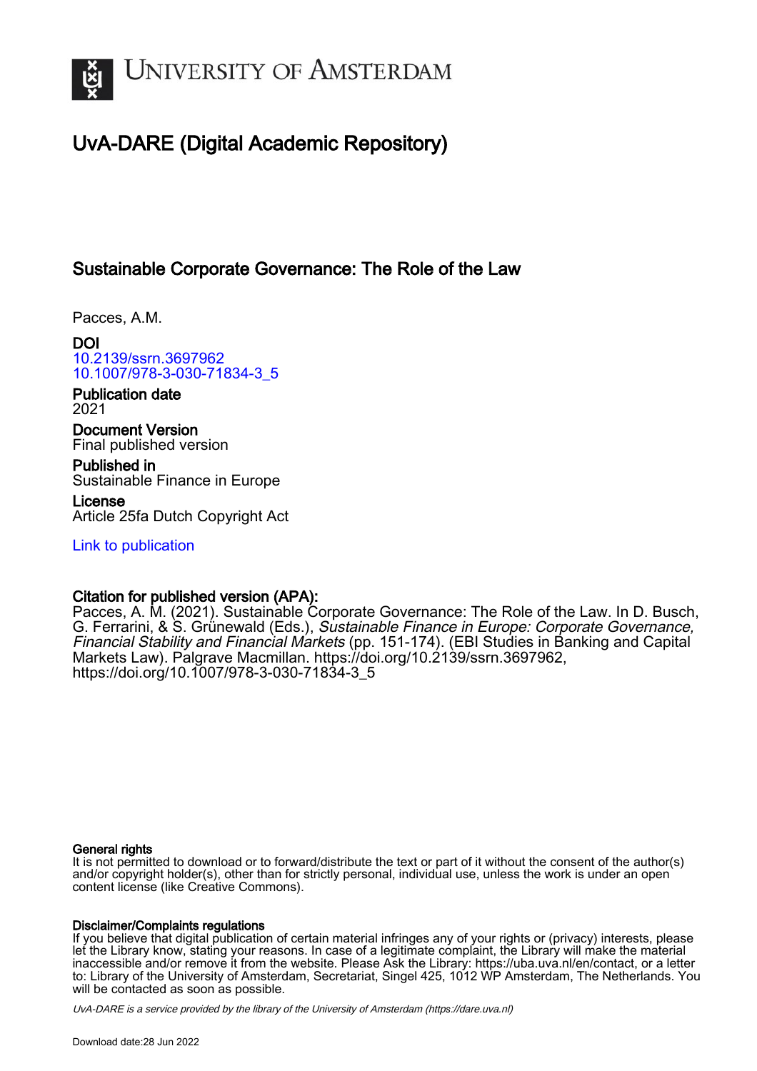# University of Amsterdam

## UvA-DARE (Digital Academic Repository)

### Sustainable Corporate Governance: The Role of the Law

Pacces, A.M.

**DOI**
10.2139/ssrn.3697962
10.1007/978-3-030-71834-3_5

**Publication date**
2021

**Document Version**
Final published version

**Published in**
Sustainable Finance in Europe

**License**
Article 25fa Dutch Copyright Act

Link to publication

**Citation for published version (APA):**
Pacces, A. M. (2021). Sustainable Corporate Governance: The Role of the Law. In D. Busch, G. Ferrarini, & S. Grünewald (Eds.), *Sustainable Finance in Europe: Corporate Governance, Financial Stability and Financial Markets* (pp. 151-174). (EBI Studies in Banking and Capital Markets Law). Palgrave Macmillan. https://doi.org/10.2139/ssrn.3697962, https://doi.org/10.1007/978-3-030-71834-3_5

**General rights**
It is not permitted to download or to forward/distribute the text or part of it without the consent of the author(s) and/or copyright holder(s), other than for strictly personal, individual use, unless the work is under an open content license (like Creative Commons).

**Disclaimer/Complaints regulations**
If you believe that digital publication of certain material infringes any of your rights or (privacy) interests, please let the Library know, stating your reasons. In case of a legitimate complaint, the Library will make the material inaccessible and/or remove it from the website. Please Ask the Library: https://uba.uva.nl/en/contact, or a letter to: Library of the University of Amsterdam, Secretariat, Singel 425, 1012 WP Amsterdam, The Netherlands. You will be contacted as soon as possible.

*UvA-DARE is a service provided by the library of the University of Amsterdam (https://dare.uva.nl)*

Download date:28 Jun 2022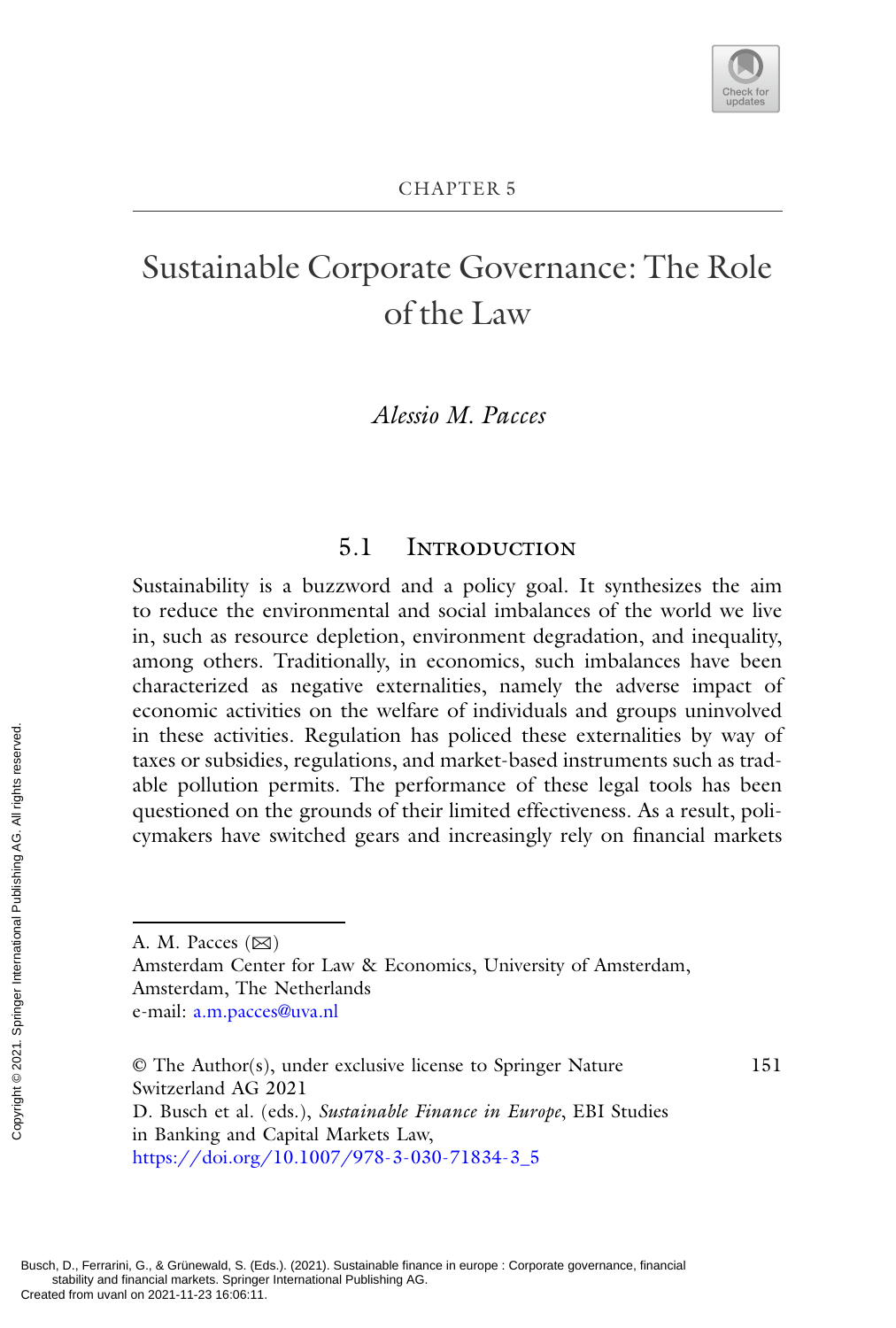CHAPTER 5

# Sustainable Corporate Governance: The Role of the Law

*Alessio M. Pacces*

## 5.1 Introduction

Sustainability is a buzzword and a policy goal. It synthesizes the aim to reduce the environmental and social imbalances of the world we live in, such as resource depletion, environment degradation, and inequality, among others. Traditionally, in economics, such imbalances have been characterized as negative externalities, namely the adverse impact of economic activities on the welfare of individuals and groups uninvolved in these activities. Regulation has policed these externalities by way of taxes or subsidies, regulations, and market-based instruments such as tradable pollution permits. The performance of these legal tools has been questioned on the grounds of their limited effectiveness. As a result, policymakers have switched gears and increasingly rely on financial markets

A. M. Pacces (✉)
Amsterdam Center for Law & Economics, University of Amsterdam, Amsterdam, The Netherlands
e-mail: a.m.pacces@uva.nl

© The Author(s), under exclusive license to Springer Nature Switzerland AG 2021
D. Busch et al. (eds.), *Sustainable Finance in Europe*, EBI Studies in Banking and Capital Markets Law,
https://doi.org/10.1007/978-3-030-71834-3_5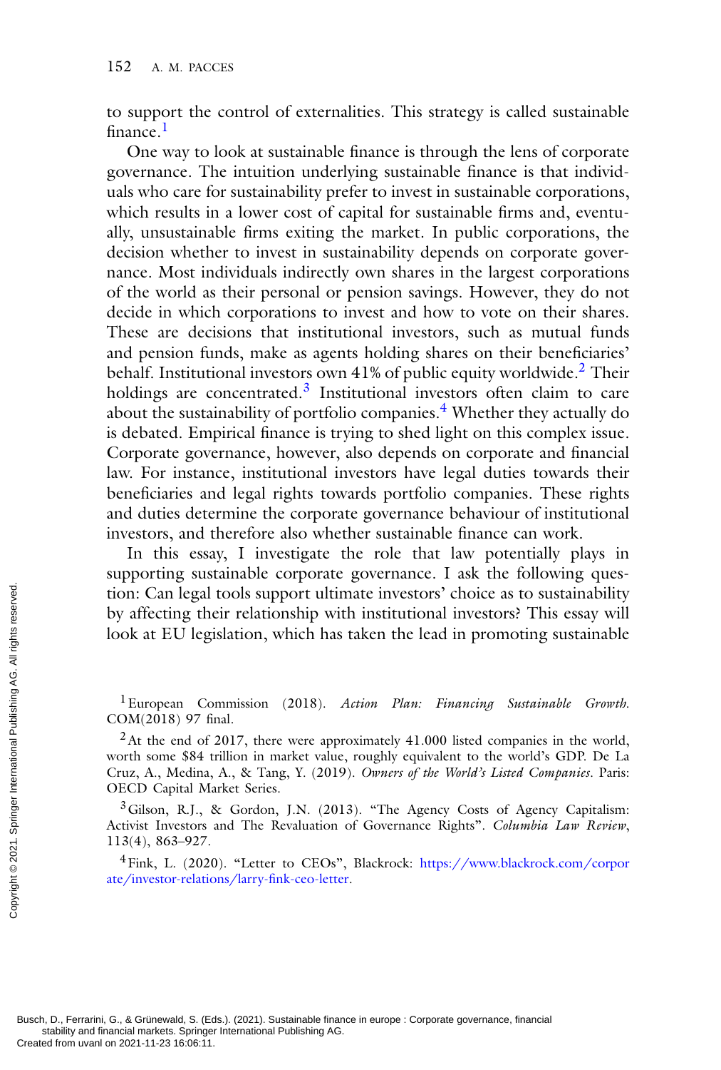to support the control of externalities. This strategy is called sustainable finance.[1]

One way to look at sustainable finance is through the lens of corporate governance. The intuition underlying sustainable finance is that individuals who care for sustainability prefer to invest in sustainable corporations, which results in a lower cost of capital for sustainable firms and, eventually, unsustainable firms exiting the market. In public corporations, the decision whether to invest in sustainability depends on corporate governance. Most individuals indirectly own shares in the largest corporations of the world as their personal or pension savings. However, they do not decide in which corporations to invest and how to vote on their shares. These are decisions that institutional investors, such as mutual funds and pension funds, make as agents holding shares on their beneficiaries' behalf. Institutional investors own 41% of public equity worldwide.[2] Their holdings are concentrated.[3] Institutional investors often claim to care about the sustainability of portfolio companies.[4] Whether they actually do is debated. Empirical finance is trying to shed light on this complex issue. Corporate governance, however, also depends on corporate and financial law. For instance, institutional investors have legal duties towards their beneficiaries and legal rights towards portfolio companies. These rights and duties determine the corporate governance behaviour of institutional investors, and therefore also whether sustainable finance can work.

In this essay, I investigate the role that law potentially plays in supporting sustainable corporate governance. I ask the following question: Can legal tools support ultimate investors' choice as to sustainability by affecting their relationship with institutional investors? This essay will look at EU legislation, which has taken the lead in promoting sustainable

[1] European Commission (2018). *Action Plan: Financing Sustainable Growth*. COM(2018) 97 final.

[2] At the end of 2017, there were approximately 41.000 listed companies in the world, worth some $84 trillion in market value, roughly equivalent to the world's GDP. De La Cruz, A., Medina, A., & Tang, Y. (2019). *Owners of the World's Listed Companies*. Paris: OECD Capital Market Series.

[3] Gilson, R.J., & Gordon, J.N. (2013). "The Agency Costs of Agency Capitalism: Activist Investors and The Revaluation of Governance Rights". *Columbia Law Review*, 113(4), 863–927.

[4] Fink, L. (2020). "Letter to CEOs", Blackrock: https://www.blackrock.com/corporate/investor-relations/larry-fink-ceo-letter.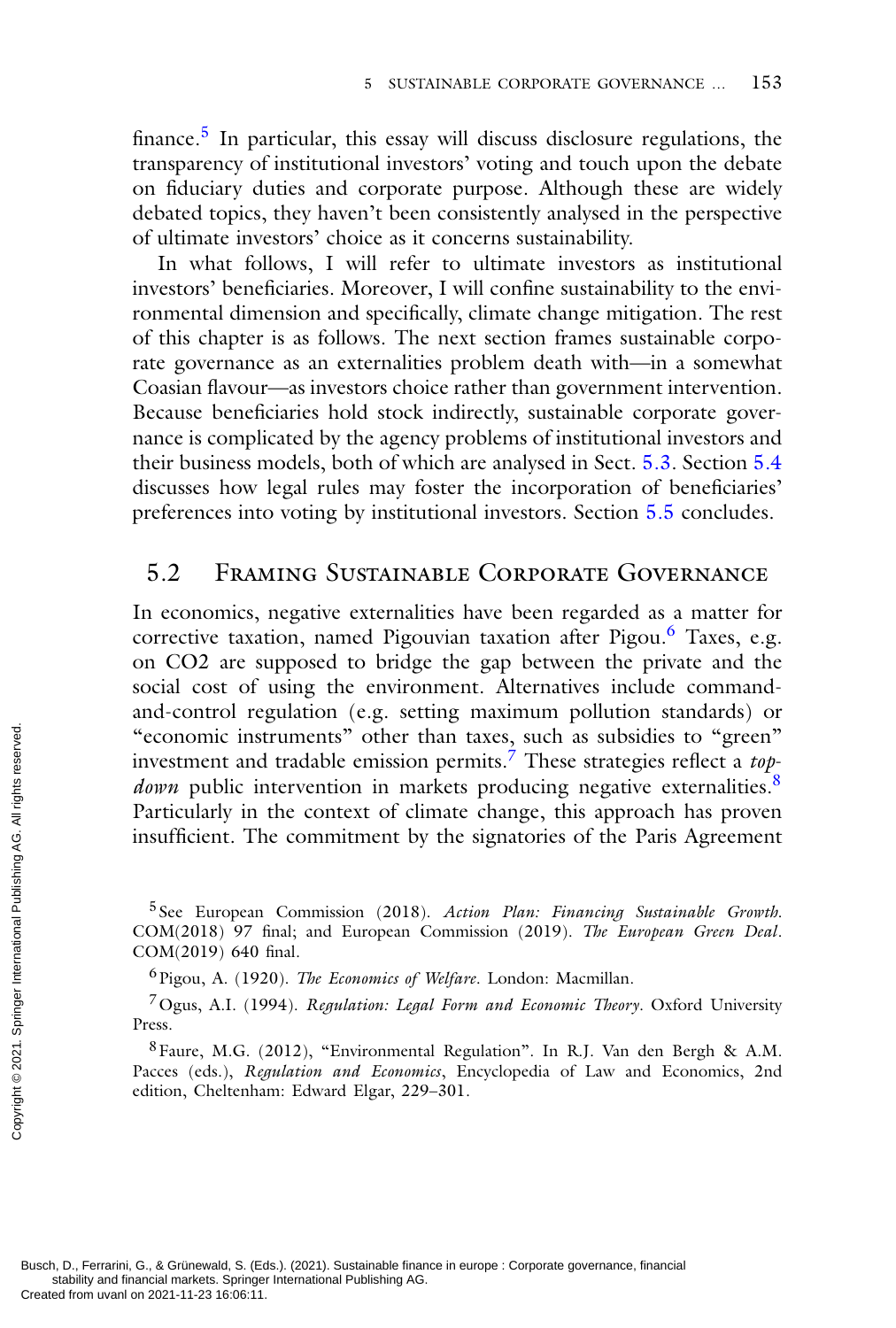finance.[5] In particular, this essay will discuss disclosure regulations, the transparency of institutional investors' voting and touch upon the debate on fiduciary duties and corporate purpose. Although these are widely debated topics, they haven't been consistently analysed in the perspective of ultimate investors' choice as it concerns sustainability.

In what follows, I will refer to ultimate investors as institutional investors' beneficiaries. Moreover, I will confine sustainability to the environmental dimension and specifically, climate change mitigation. The rest of this chapter is as follows. The next section frames sustainable corporate governance as an externalities problem death with—in a somewhat Coasian flavour—as investors choice rather than government intervention. Because beneficiaries hold stock indirectly, sustainable corporate governance is complicated by the agency problems of institutional investors and their business models, both of which are analysed in Sect. 5.3. Section 5.4 discusses how legal rules may foster the incorporation of beneficiaries' preferences into voting by institutional investors. Section 5.5 concludes.

## 5.2 Framing Sustainable Corporate Governance

In economics, negative externalities have been regarded as a matter for corrective taxation, named Pigouvian taxation after Pigou.[6] Taxes, e.g. on CO2 are supposed to bridge the gap between the private and the social cost of using the environment. Alternatives include command-and-control regulation (e.g. setting maximum pollution standards) or "economic instruments" other than taxes, such as subsidies to "green" investment and tradable emission permits.[7] These strategies reflect a *top-down* public intervention in markets producing negative externalities.[8] Particularly in the context of climate change, this approach has proven insufficient. The commitment by the signatories of the Paris Agreement

[5] See European Commission (2018). *Action Plan: Financing Sustainable Growth*. COM(2018) 97 final; and European Commission (2019). *The European Green Deal*. COM(2019) 640 final.

[6] Pigou, A. (1920). *The Economics of Welfare*. London: Macmillan.

[7] Ogus, A.I. (1994). *Regulation: Legal Form and Economic Theory*. Oxford University Press.

[8] Faure, M.G. (2012), "Environmental Regulation". In R.J. Van den Bergh & A.M. Pacces (eds.), *Regulation and Economics*, Encyclopedia of Law and Economics, 2nd edition, Cheltenham: Edward Elgar, 229–301.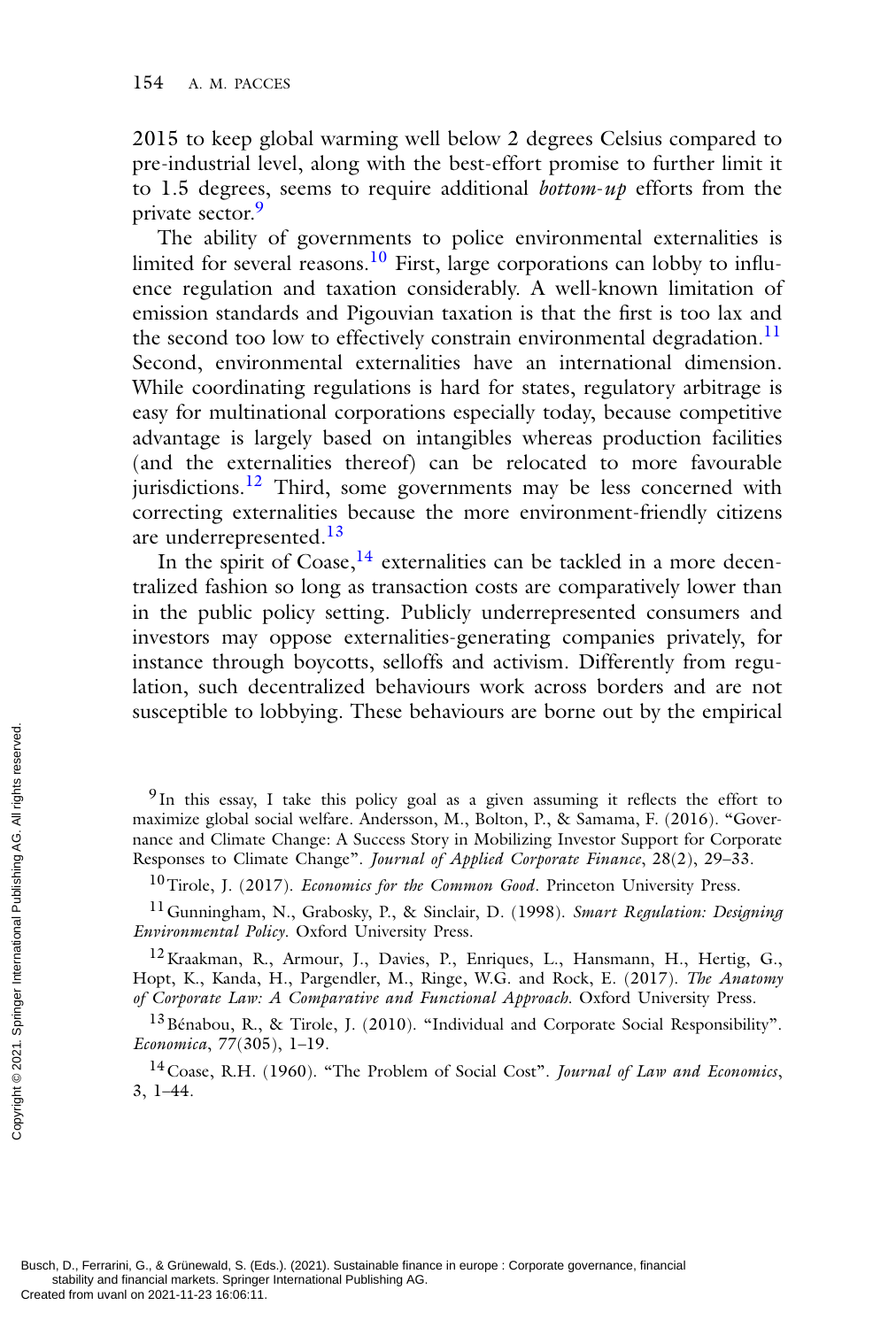2015 to keep global warming well below 2 degrees Celsius compared to pre-industrial level, along with the best-effort promise to further limit it to 1.5 degrees, seems to require additional *bottom-up* efforts from the private sector.[9]

The ability of governments to police environmental externalities is limited for several reasons.[10] First, large corporations can lobby to influence regulation and taxation considerably. A well-known limitation of emission standards and Pigouvian taxation is that the first is too lax and the second too low to effectively constrain environmental degradation.[11] Second, environmental externalities have an international dimension. While coordinating regulations is hard for states, regulatory arbitrage is easy for multinational corporations especially today, because competitive advantage is largely based on intangibles whereas production facilities (and the externalities thereof) can be relocated to more favourable jurisdictions.[12] Third, some governments may be less concerned with correcting externalities because the more environment-friendly citizens are underrepresented.[13]

In the spirit of Coase,[14] externalities can be tackled in a more decentralized fashion so long as transaction costs are comparatively lower than in the public policy setting. Publicly underrepresented consumers and investors may oppose externalities-generating companies privately, for instance through boycotts, selloffs and activism. Differently from regulation, such decentralized behaviours work across borders and are not susceptible to lobbying. These behaviours are borne out by the empirical

---

[9] In this essay, I take this policy goal as a given assuming it reflects the effort to maximize global social welfare. Andersson, M., Bolton, P., & Samama, F. (2016). "Governance and Climate Change: A Success Story in Mobilizing Investor Support for Corporate Responses to Climate Change". *Journal of Applied Corporate Finance*, 28(2), 29–33.

[10] Tirole, J. (2017). *Economics for the Common Good*. Princeton University Press.

[11] Gunningham, N., Grabosky, P., & Sinclair, D. (1998). *Smart Regulation: Designing Environmental Policy*. Oxford University Press.

[12] Kraakman, R., Armour, J., Davies, P., Enriques, L., Hansmann, H., Hertig, G., Hopt, K., Kanda, H., Pargendler, M., Ringe, W.G. and Rock, E. (2017). *The Anatomy of Corporate Law: A Comparative and Functional Approach*. Oxford University Press.

[13] Bénabou, R., & Tirole, J. (2010). "Individual and Corporate Social Responsibility". *Economica*, 77(305), 1–19.

[14] Coase, R.H. (1960). "The Problem of Social Cost". *Journal of Law and Economics*, 3, 1–44.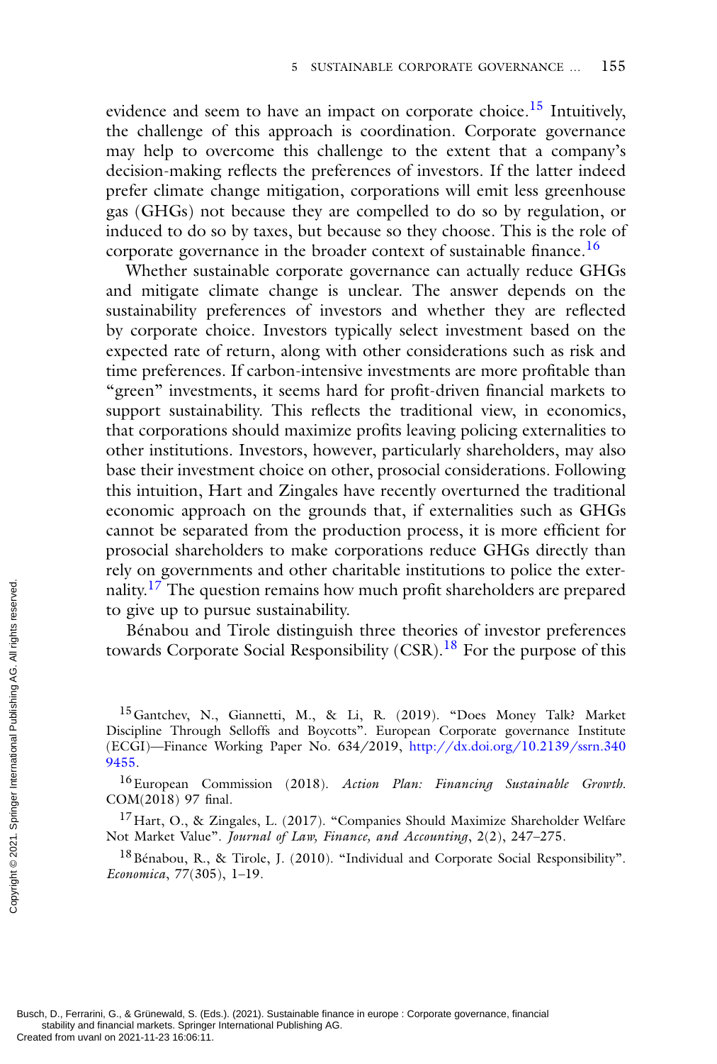evidence and seem to have an impact on corporate choice.[15] Intuitively, the challenge of this approach is coordination. Corporate governance may help to overcome this challenge to the extent that a company's decision-making reflects the preferences of investors. If the latter indeed prefer climate change mitigation, corporations will emit less greenhouse gas (GHGs) not because they are compelled to do so by regulation, or induced to do so by taxes, but because so they choose. This is the role of corporate governance in the broader context of sustainable finance.[16]

Whether sustainable corporate governance can actually reduce GHGs and mitigate climate change is unclear. The answer depends on the sustainability preferences of investors and whether they are reflected by corporate choice. Investors typically select investment based on the expected rate of return, along with other considerations such as risk and time preferences. If carbon-intensive investments are more profitable than "green" investments, it seems hard for profit-driven financial markets to support sustainability. This reflects the traditional view, in economics, that corporations should maximize profits leaving policing externalities to other institutions. Investors, however, particularly shareholders, may also base their investment choice on other, prosocial considerations. Following this intuition, Hart and Zingales have recently overturned the traditional economic approach on the grounds that, if externalities such as GHGs cannot be separated from the production process, it is more efficient for prosocial shareholders to make corporations reduce GHGs directly than rely on governments and other charitable institutions to police the externality.[17] The question remains how much profit shareholders are prepared to give up to pursue sustainability.

Bénabou and Tirole distinguish three theories of investor preferences towards Corporate Social Responsibility (CSR).[18] For the purpose of this

---

[15] Gantchev, N., Giannetti, M., & Li, R. (2019). "Does Money Talk? Market Discipline Through Selloffs and Boycotts". European Corporate governance Institute (ECGI)—Finance Working Paper No. 634/2019, http://dx.doi.org/10.2139/ssrn.3409455.

[16] European Commission (2018). *Action Plan: Financing Sustainable Growth*. COM(2018) 97 final.

[17] Hart, O., & Zingales, L. (2017). "Companies Should Maximize Shareholder Welfare Not Market Value". *Journal of Law, Finance, and Accounting*, 2(2), 247–275.

[18] Bénabou, R., & Tirole, J. (2010). "Individual and Corporate Social Responsibility". *Economica*, 77(305), 1–19.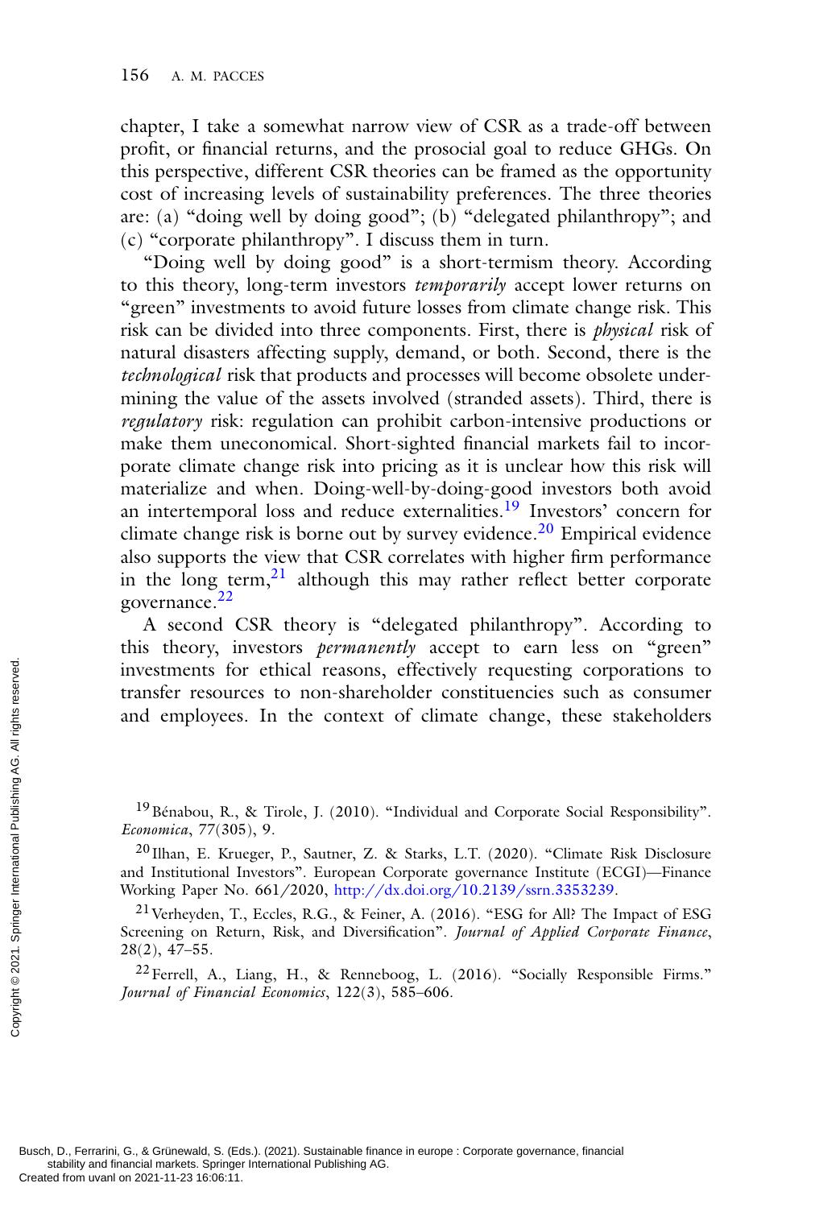chapter, I take a somewhat narrow view of CSR as a trade-off between profit, or financial returns, and the prosocial goal to reduce GHGs. On this perspective, different CSR theories can be framed as the opportunity cost of increasing levels of sustainability preferences. The three theories are: (a) "doing well by doing good"; (b) "delegated philanthropy"; and (c) "corporate philanthropy". I discuss them in turn.

"Doing well by doing good" is a short-termism theory. According to this theory, long-term investors *temporarily* accept lower returns on "green" investments to avoid future losses from climate change risk. This risk can be divided into three components. First, there is *physical* risk of natural disasters affecting supply, demand, or both. Second, there is the *technological* risk that products and processes will become obsolete undermining the value of the assets involved (stranded assets). Third, there is *regulatory* risk: regulation can prohibit carbon-intensive productions or make them uneconomical. Short-sighted financial markets fail to incorporate climate change risk into pricing as it is unclear how this risk will materialize and when. Doing-well-by-doing-good investors both avoid an intertemporal loss and reduce externalities.[19] Investors' concern for climate change risk is borne out by survey evidence.[20] Empirical evidence also supports the view that CSR correlates with higher firm performance in the long term,[21] although this may rather reflect better corporate governance.[22]

A second CSR theory is "delegated philanthropy". According to this theory, investors *permanently* accept to earn less on "green" investments for ethical reasons, effectively requesting corporations to transfer resources to non-shareholder constituencies such as consumer and employees. In the context of climate change, these stakeholders

[19] Bénabou, R., & Tirole, J. (2010). "Individual and Corporate Social Responsibility". *Economica*, 77(305), 9.

[20] Ilhan, E. Krueger, P., Sautner, Z. & Starks, L.T. (2020). "Climate Risk Disclosure and Institutional Investors". European Corporate governance Institute (ECGI)—Finance Working Paper No. 661/2020, http://dx.doi.org/10.2139/ssrn.3353239.

[21] Verheyden, T., Eccles, R.G., & Feiner, A. (2016). "ESG for All? The Impact of ESG Screening on Return, Risk, and Diversification". *Journal of Applied Corporate Finance*, 28(2), 47–55.

[22] Ferrell, A., Liang, H., & Renneboog, L. (2016). "Socially Responsible Firms." *Journal of Financial Economics*, 122(3), 585–606.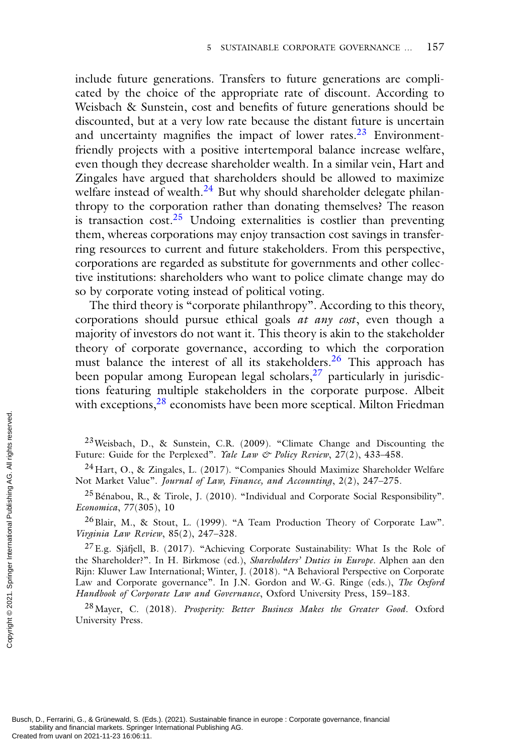include future generations. Transfers to future generations are complicated by the choice of the appropriate rate of discount. According to Weisbach & Sunstein, cost and benefits of future generations should be discounted, but at a very low rate because the distant future is uncertain and uncertainty magnifies the impact of lower rates.[23] Environment-friendly projects with a positive intertemporal balance increase welfare, even though they decrease shareholder wealth. In a similar vein, Hart and Zingales have argued that shareholders should be allowed to maximize welfare instead of wealth.[24] But why should shareholder delegate philanthropy to the corporation rather than donating themselves? The reason is transaction cost.[25] Undoing externalities is costlier than preventing them, whereas corporations may enjoy transaction cost savings in transferring resources to current and future stakeholders. From this perspective, corporations are regarded as substitute for governments and other collective institutions: shareholders who want to police climate change may do so by corporate voting instead of political voting.

The third theory is "corporate philanthropy". According to this theory, corporations should pursue ethical goals *at any cost*, even though a majority of investors do not want it. This theory is akin to the stakeholder theory of corporate governance, according to which the corporation must balance the interest of all its stakeholders.[26] This approach has been popular among European legal scholars,[27] particularly in jurisdictions featuring multiple stakeholders in the corporate purpose. Albeit with exceptions,[28] economists have been more sceptical. Milton Friedman

---

[23] Weisbach, D., & Sunstein, C.R. (2009). "Climate Change and Discounting the Future: Guide for the Perplexed". *Yale Law & Policy Review*, 27(2), 433–458.

[24] Hart, O., & Zingales, L. (2017). "Companies Should Maximize Shareholder Welfare Not Market Value". *Journal of Law, Finance, and Accounting*, 2(2), 247–275.

[25] Bénabou, R., & Tirole, J. (2010). "Individual and Corporate Social Responsibility". *Economica*, 77(305), 10

[26] Blair, M., & Stout, L. (1999). "A Team Production Theory of Corporate Law". *Virginia Law Review*, 85(2), 247–328.

[27] E.g. Sjåfjell, B. (2017). "Achieving Corporate Sustainability: What Is the Role of the Shareholder?". In H. Birkmose (ed.), *Shareholders' Duties in Europe*. Alphen aan den Rijn: Kluwer Law International; Winter, J. (2018). "A Behavioral Perspective on Corporate Law and Corporate governance". In J.N. Gordon and W.-G. Ringe (eds.), *The Oxford Handbook of Corporate Law and Governance*, Oxford University Press, 159–183.

[28] Mayer, C. (2018). *Prosperity: Better Business Makes the Greater Good*. Oxford University Press.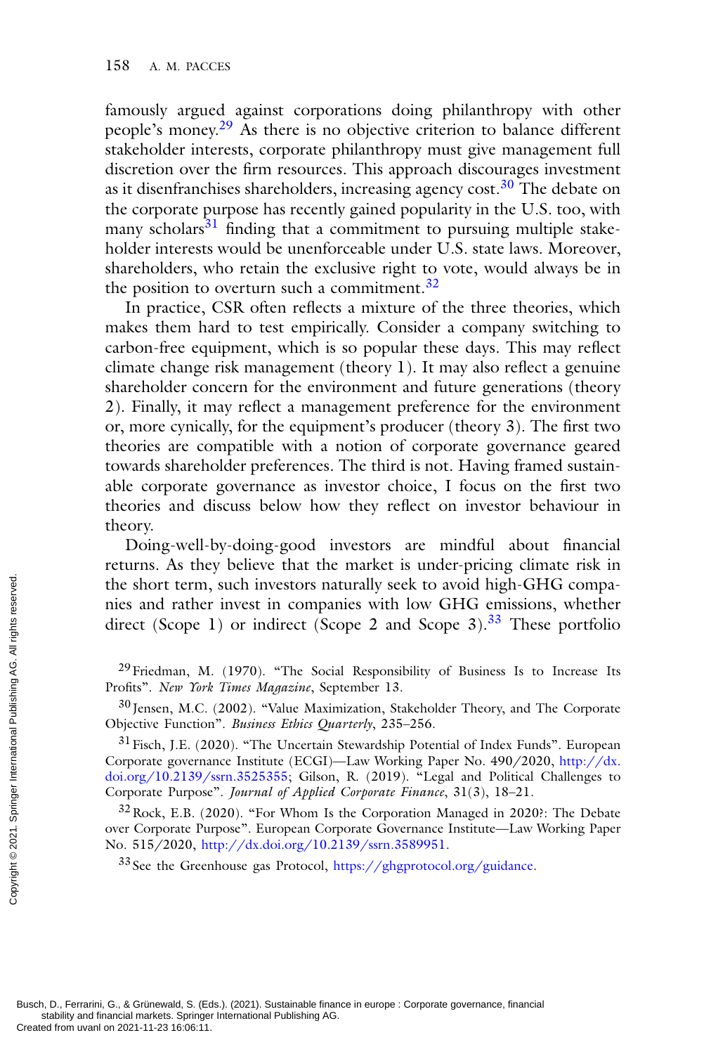famously argued against corporations doing philanthropy with other people's money.[29] As there is no objective criterion to balance different stakeholder interests, corporate philanthropy must give management full discretion over the firm resources. This approach discourages investment as it disenfranchises shareholders, increasing agency cost.[30] The debate on the corporate purpose has recently gained popularity in the U.S. too, with many scholars[31] finding that a commitment to pursuing multiple stakeholder interests would be unenforceable under U.S. state laws. Moreover, shareholders, who retain the exclusive right to vote, would always be in the position to overturn such a commitment.[32]

In practice, CSR often reflects a mixture of the three theories, which makes them hard to test empirically. Consider a company switching to carbon-free equipment, which is so popular these days. This may reflect climate change risk management (theory 1). It may also reflect a genuine shareholder concern for the environment and future generations (theory 2). Finally, it may reflect a management preference for the environment or, more cynically, for the equipment's producer (theory 3). The first two theories are compatible with a notion of corporate governance geared towards shareholder preferences. The third is not. Having framed sustainable corporate governance as investor choice, I focus on the first two theories and discuss below how they reflect on investor behaviour in theory.

Doing-well-by-doing-good investors are mindful about financial returns. As they believe that the market is under-pricing climate risk in the short term, such investors naturally seek to avoid high-GHG companies and rather invest in companies with low GHG emissions, whether direct (Scope 1) or indirect (Scope 2 and Scope 3).[33] These portfolio

[29] Friedman, M. (1970). "The Social Responsibility of Business Is to Increase Its Profits". *New York Times Magazine*, September 13.

[30] Jensen, M.C. (2002). "Value Maximization, Stakeholder Theory, and The Corporate Objective Function". *Business Ethics Quarterly*, 235–256.

[31] Fisch, J.E. (2020). "The Uncertain Stewardship Potential of Index Funds". European Corporate governance Institute (ECGI)—Law Working Paper No. 490/2020, http://dx.doi.org/10.2139/ssrn.3525355; Gilson, R. (2019). "Legal and Political Challenges to Corporate Purpose". *Journal of Applied Corporate Finance*, 31(3), 18–21.

[32] Rock, E.B. (2020). "For Whom Is the Corporation Managed in 2020?: The Debate over Corporate Purpose". European Corporate Governance Institute—Law Working Paper No. 515/2020, http://dx.doi.org/10.2139/ssrn.3589951.

[33] See the Greenhouse gas Protocol, https://ghgprotocol.org/guidance.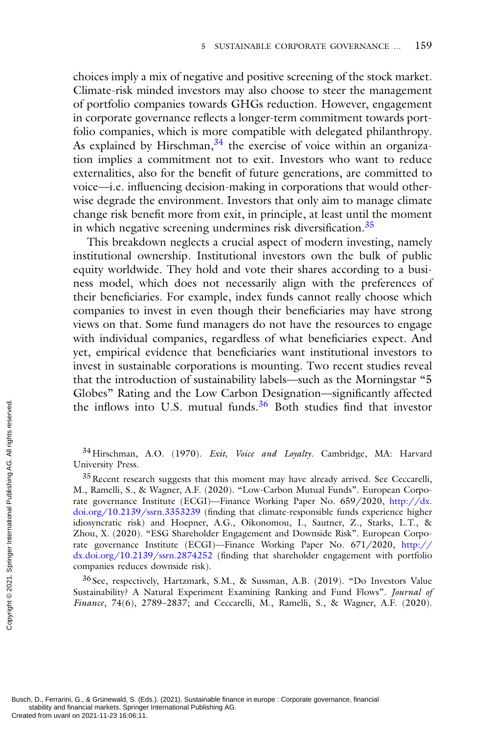choices imply a mix of negative and positive screening of the stock market. Climate-risk minded investors may also choose to steer the management of portfolio companies towards GHGs reduction. However, engagement in corporate governance reflects a longer-term commitment towards portfolio companies, which is more compatible with delegated philanthropy. As explained by Hirschman,[34] the exercise of voice within an organization implies a commitment not to exit. Investors who want to reduce externalities, also for the benefit of future generations, are committed to voice—i.e. influencing decision-making in corporations that would otherwise degrade the environment. Investors that only aim to manage climate change risk benefit more from exit, in principle, at least until the moment in which negative screening undermines risk diversification.[35]

This breakdown neglects a crucial aspect of modern investing, namely institutional ownership. Institutional investors own the bulk of public equity worldwide. They hold and vote their shares according to a business model, which does not necessarily align with the preferences of their beneficiaries. For example, index funds cannot really choose which companies to invest in even though their beneficiaries may have strong views on that. Some fund managers do not have the resources to engage with individual companies, regardless of what beneficiaries expect. And yet, empirical evidence that beneficiaries want institutional investors to invest in sustainable corporations is mounting. Two recent studies reveal that the introduction of sustainability labels—such as the Morningstar "5 Globes" Rating and the Low Carbon Designation—significantly affected the inflows into U.S. mutual funds.[36] Both studies find that investor

[34] Hirschman, A.O. (1970). *Exit, Voice and Loyalty*. Cambridge, MA: Harvard University Press.

[35] Recent research suggests that this moment may have already arrived. See Ceccarelli, M., Ramelli, S., & Wagner, A.F. (2020). "Low-Carbon Mutual Funds". European Corporate governance Institute (ECGI)—Finance Working Paper No. 659/2020, http://dx.doi.org/10.2139/ssrn.3353239 (finding that climate-responsible funds experience higher idiosyncratic risk) and Hoepner, A.G., Oikonomou, I., Sautner, Z., Starks, L.T., & Zhou, X. (2020). "ESG Shareholder Engagement and Downside Risk". European Corporate governance Institute (ECGI)—Finance Working Paper No. 671/2020, http://dx.doi.org/10.2139/ssrn.2874252 (finding that shareholder engagement with portfolio companies reduces downside risk).

[36] See, respectively, Hartzmark, S.M., & Sussman, A.B. (2019). "Do Investors Value Sustainability? A Natural Experiment Examining Ranking and Fund Flows". *Journal of Finance*, 74(6), 2789–2837; and Ceccarelli, M., Ramelli, S., & Wagner, A.F. (2020).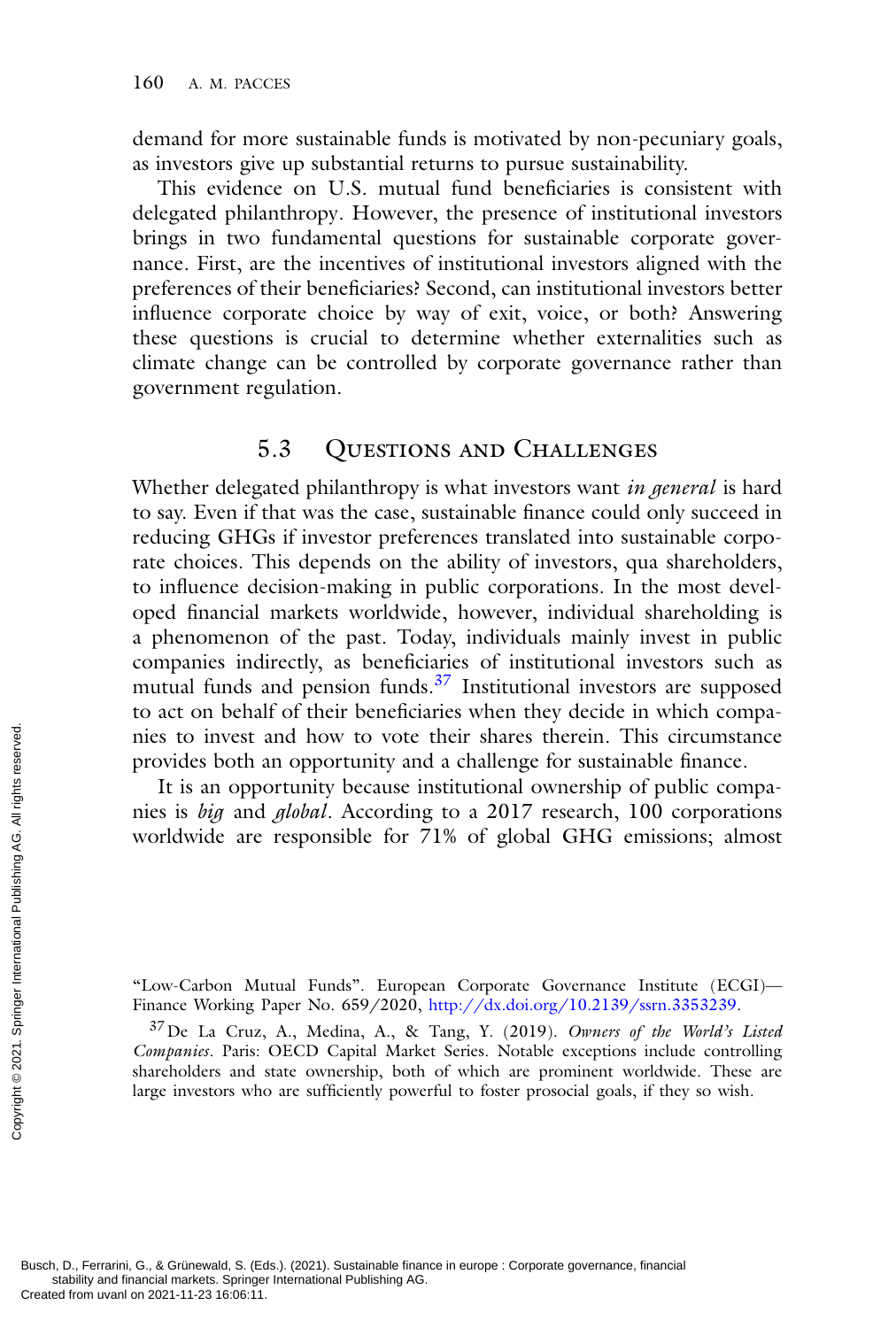demand for more sustainable funds is motivated by non-pecuniary goals, as investors give up substantial returns to pursue sustainability.

This evidence on U.S. mutual fund beneficiaries is consistent with delegated philanthropy. However, the presence of institutional investors brings in two fundamental questions for sustainable corporate governance. First, are the incentives of institutional investors aligned with the preferences of their beneficiaries? Second, can institutional investors better influence corporate choice by way of exit, voice, or both? Answering these questions is crucial to determine whether externalities such as climate change can be controlled by corporate governance rather than government regulation.

## 5.3 Questions and Challenges

Whether delegated philanthropy is what investors want *in general* is hard to say. Even if that was the case, sustainable finance could only succeed in reducing GHGs if investor preferences translated into sustainable corporate choices. This depends on the ability of investors, qua shareholders, to influence decision-making in public corporations. In the most developed financial markets worldwide, however, individual shareholding is a phenomenon of the past. Today, individuals mainly invest in public companies indirectly, as beneficiaries of institutional investors such as mutual funds and pension funds.[37] Institutional investors are supposed to act on behalf of their beneficiaries when they decide in which companies to invest and how to vote their shares therein. This circumstance provides both an opportunity and a challenge for sustainable finance.

It is an opportunity because institutional ownership of public companies is *big* and *global*. According to a 2017 research, 100 corporations worldwide are responsible for 71% of global GHG emissions; almost

---

"Low-Carbon Mutual Funds". European Corporate Governance Institute (ECGI)—Finance Working Paper No. 659/2020, http://dx.doi.org/10.2139/ssrn.3353239.

[37] De La Cruz, A., Medina, A., & Tang, Y. (2019). *Owners of the World's Listed Companies*. Paris: OECD Capital Market Series. Notable exceptions include controlling shareholders and state ownership, both of which are prominent worldwide. These are large investors who are sufficiently powerful to foster prosocial goals, if they so wish.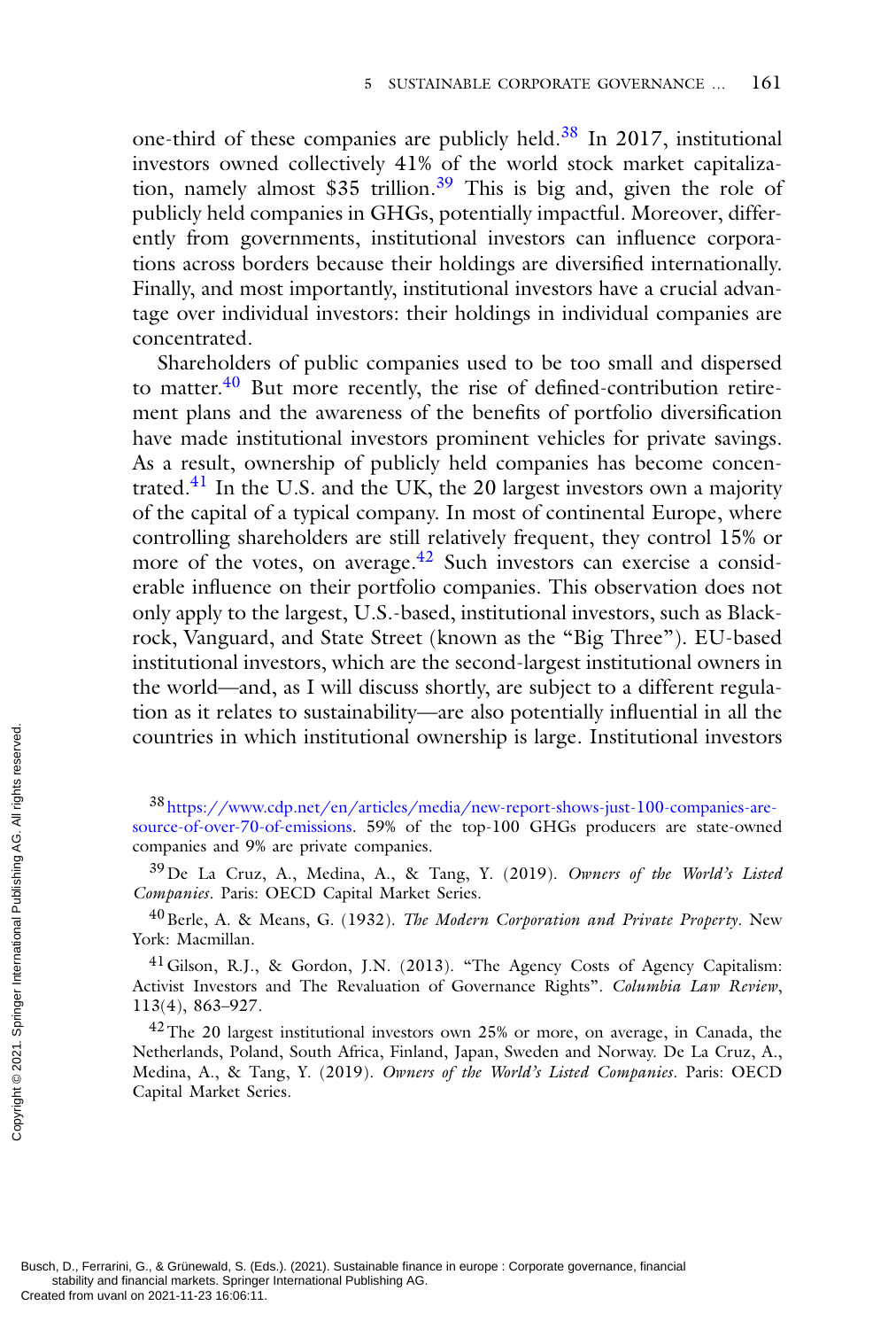one-third of these companies are publicly held.[38] In 2017, institutional investors owned collectively 41% of the world stock market capitalization, namely almost $35 trillion.[39] This is big and, given the role of publicly held companies in GHGs, potentially impactful. Moreover, differently from governments, institutional investors can influence corporations across borders because their holdings are diversified internationally. Finally, and most importantly, institutional investors have a crucial advantage over individual investors: their holdings in individual companies are concentrated.

Shareholders of public companies used to be too small and dispersed to matter.[40] But more recently, the rise of defined-contribution retirement plans and the awareness of the benefits of portfolio diversification have made institutional investors prominent vehicles for private savings. As a result, ownership of publicly held companies has become concentrated.[41] In the U.S. and the UK, the 20 largest investors own a majority of the capital of a typical company. In most of continental Europe, where controlling shareholders are still relatively frequent, they control 15% or more of the votes, on average.[42] Such investors can exercise a considerable influence on their portfolio companies. This observation does not only apply to the largest, U.S.-based, institutional investors, such as Blackrock, Vanguard, and State Street (known as the "Big Three"). EU-based institutional investors, which are the second-largest institutional owners in the world—and, as I will discuss shortly, are subject to a different regulation as it relates to sustainability—are also potentially influential in all the countries in which institutional ownership is large. Institutional investors

[38] https://www.cdp.net/en/articles/media/new-report-shows-just-100-companies-are-source-of-over-70-of-emissions. 59% of the top-100 GHGs producers are state-owned companies and 9% are private companies.

[39] De La Cruz, A., Medina, A., & Tang, Y. (2019). *Owners of the World's Listed Companies*. Paris: OECD Capital Market Series.

[40] Berle, A. & Means, G. (1932). *The Modern Corporation and Private Property*. New York: Macmillan.

[41] Gilson, R.J., & Gordon, J.N. (2013). "The Agency Costs of Agency Capitalism: Activist Investors and The Revaluation of Governance Rights". *Columbia Law Review*, 113(4), 863–927.

[42] The 20 largest institutional investors own 25% or more, on average, in Canada, the Netherlands, Poland, South Africa, Finland, Japan, Sweden and Norway. De La Cruz, A., Medina, A., & Tang, Y. (2019). *Owners of the World's Listed Companies*. Paris: OECD Capital Market Series.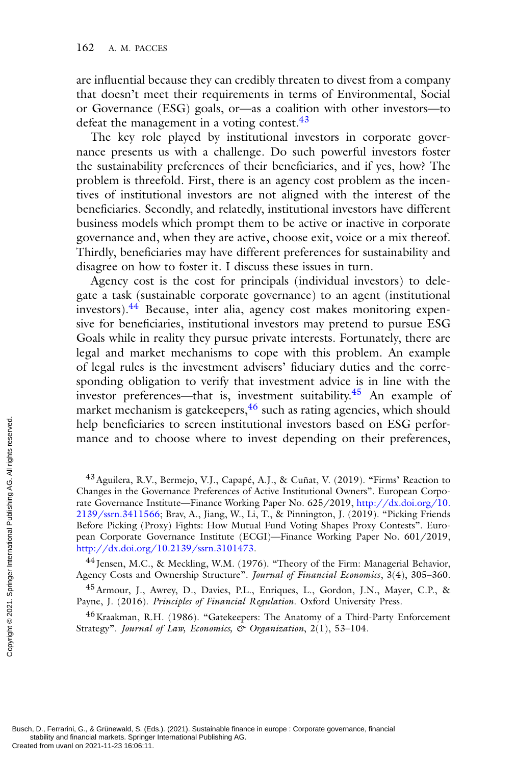are influential because they can credibly threaten to divest from a company that doesn't meet their requirements in terms of Environmental, Social or Governance (ESG) goals, or—as a coalition with other investors—to defeat the management in a voting contest.[43]

The key role played by institutional investors in corporate governance presents us with a challenge. Do such powerful investors foster the sustainability preferences of their beneficiaries, and if yes, how? The problem is threefold. First, there is an agency cost problem as the incentives of institutional investors are not aligned with the interest of the beneficiaries. Secondly, and relatedly, institutional investors have different business models which prompt them to be active or inactive in corporate governance and, when they are active, choose exit, voice or a mix thereof. Thirdly, beneficiaries may have different preferences for sustainability and disagree on how to foster it. I discuss these issues in turn.

Agency cost is the cost for principals (individual investors) to delegate a task (sustainable corporate governance) to an agent (institutional investors).[44] Because, inter alia, agency cost makes monitoring expensive for beneficiaries, institutional investors may pretend to pursue ESG Goals while in reality they pursue private interests. Fortunately, there are legal and market mechanisms to cope with this problem. An example of legal rules is the investment advisers' fiduciary duties and the corresponding obligation to verify that investment advice is in line with the investor preferences—that is, investment suitability.[45] An example of market mechanism is gatekeepers,[46] such as rating agencies, which should help beneficiaries to screen institutional investors based on ESG performance and to choose where to invest depending on their preferences,

---

[43] Aguilera, R.V., Bermejo, V.J., Capapé, A.J., & Cuñat, V. (2019). "Firms' Reaction to Changes in the Governance Preferences of Active Institutional Owners". European Corporate Governance Institute—Finance Working Paper No. 625/2019, http://dx.doi.org/10.2139/ssrn.3411566; Brav, A., Jiang, W., Li, T., & Pinnington, J. (2019). "Picking Friends Before Picking (Proxy) Fights: How Mutual Fund Voting Shapes Proxy Contests". European Corporate Governance Institute (ECGI)—Finance Working Paper No. 601/2019, http://dx.doi.org/10.2139/ssrn.3101473.

[44] Jensen, M.C., & Meckling, W.M. (1976). "Theory of the Firm: Managerial Behavior, Agency Costs and Ownership Structure". *Journal of Financial Economics*, 3(4), 305–360.

[45] Armour, J., Awrey, D., Davies, P.L., Enriques, L., Gordon, J.N., Mayer, C.P., & Payne, J. (2016). *Principles of Financial Regulation*. Oxford University Press.

[46] Kraakman, R.H. (1986). "Gatekeepers: The Anatomy of a Third-Party Enforcement Strategy". *Journal of Law, Economics, & Organization*, 2(1), 53–104.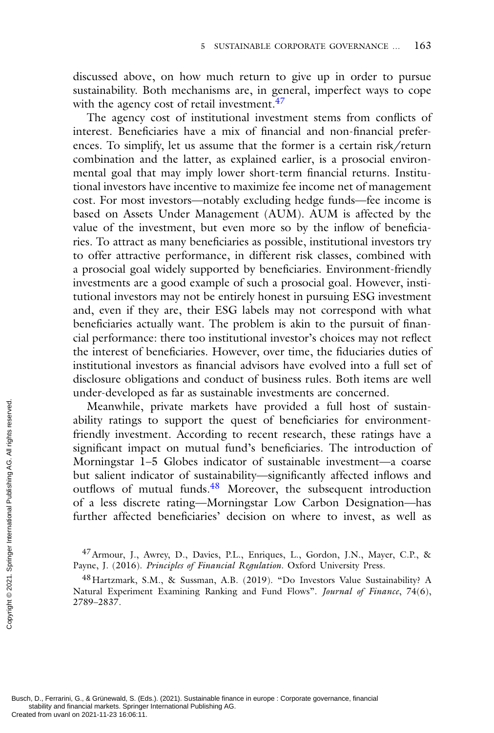discussed above, on how much return to give up in order to pursue sustainability. Both mechanisms are, in general, imperfect ways to cope with the agency cost of retail investment.[47]

The agency cost of institutional investment stems from conflicts of interest. Beneficiaries have a mix of financial and non-financial preferences. To simplify, let us assume that the former is a certain risk/return combination and the latter, as explained earlier, is a prosocial environmental goal that may imply lower short-term financial returns. Institutional investors have incentive to maximize fee income net of management cost. For most investors—notably excluding hedge funds—fee income is based on Assets Under Management (AUM). AUM is affected by the value of the investment, but even more so by the inflow of beneficiaries. To attract as many beneficiaries as possible, institutional investors try to offer attractive performance, in different risk classes, combined with a prosocial goal widely supported by beneficiaries. Environment-friendly investments are a good example of such a prosocial goal. However, institutional investors may not be entirely honest in pursuing ESG investment and, even if they are, their ESG labels may not correspond with what beneficiaries actually want. The problem is akin to the pursuit of financial performance: there too institutional investor's choices may not reflect the interest of beneficiaries. However, over time, the fiduciaries duties of institutional investors as financial advisors have evolved into a full set of disclosure obligations and conduct of business rules. Both items are well under-developed as far as sustainable investments are concerned.

Meanwhile, private markets have provided a full host of sustainability ratings to support the quest of beneficiaries for environment-friendly investment. According to recent research, these ratings have a significant impact on mutual fund's beneficiaries. The introduction of Morningstar 1–5 Globes indicator of sustainable investment—a coarse but salient indicator of sustainability—significantly affected inflows and outflows of mutual funds.[48] Moreover, the subsequent introduction of a less discrete rating—Morningstar Low Carbon Designation—has further affected beneficiaries' decision on where to invest, as well as

[47] Armour, J., Awrey, D., Davies, P.L., Enriques, L., Gordon, J.N., Mayer, C.P., & Payne, J. (2016). *Principles of Financial Regulation*. Oxford University Press.

[48] Hartzmark, S.M., & Sussman, A.B. (2019). "Do Investors Value Sustainability? A Natural Experiment Examining Ranking and Fund Flows". *Journal of Finance*, 74(6), 2789–2837.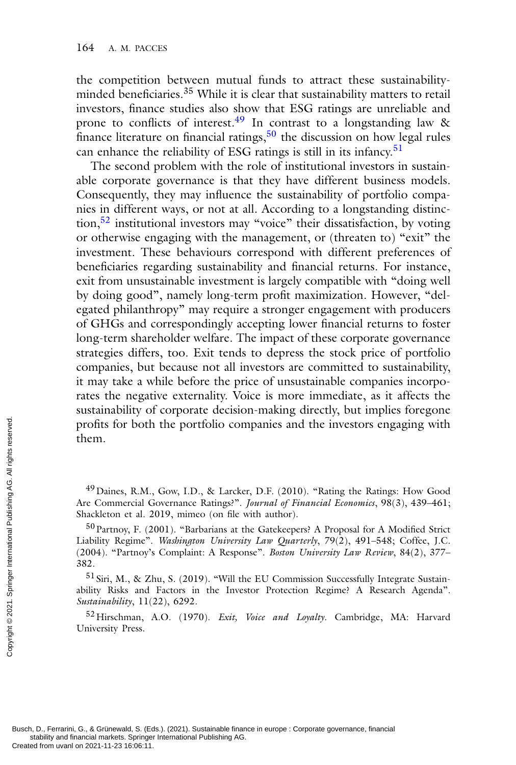the competition between mutual funds to attract these sustainability-minded beneficiaries.[35] While it is clear that sustainability matters to retail investors, finance studies also show that ESG ratings are unreliable and prone to conflicts of interest.[49] In contrast to a longstanding law & finance literature on financial ratings,[50] the discussion on how legal rules can enhance the reliability of ESG ratings is still in its infancy.[51]

The second problem with the role of institutional investors in sustainable corporate governance is that they have different business models. Consequently, they may influence the sustainability of portfolio companies in different ways, or not at all. According to a longstanding distinction,[52] institutional investors may "voice" their dissatisfaction, by voting or otherwise engaging with the management, or (threaten to) "exit" the investment. These behaviours correspond with different preferences of beneficiaries regarding sustainability and financial returns. For instance, exit from unsustainable investment is largely compatible with "doing well by doing good", namely long-term profit maximization. However, "delegated philanthropy" may require a stronger engagement with producers of GHGs and correspondingly accepting lower financial returns to foster long-term shareholder welfare. The impact of these corporate governance strategies differs, too. Exit tends to depress the stock price of portfolio companies, but because not all investors are committed to sustainability, it may take a while before the price of unsustainable companies incorporates the negative externality. Voice is more immediate, as it affects the sustainability of corporate decision-making directly, but implies foregone profits for both the portfolio companies and the investors engaging with them.

[49] Daines, R.M., Gow, I.D., & Larcker, D.F. (2010). "Rating the Ratings: How Good Are Commercial Governance Ratings?". *Journal of Financial Economics*, 98(3), 439–461; Shackleton et al. 2019, mimeo (on file with author).

[50] Partnoy, F. (2001). "Barbarians at the Gatekeepers? A Proposal for A Modified Strict Liability Regime". *Washington University Law Quarterly*, 79(2), 491–548; Coffee, J.C. (2004). "Partnoy's Complaint: A Response". *Boston University Law Review*, 84(2), 377–382.

[51] Siri, M., & Zhu, S. (2019). "Will the EU Commission Successfully Integrate Sustainability Risks and Factors in the Investor Protection Regime? A Research Agenda". *Sustainability*, 11(22), 6292.

[52] Hirschman, A.O. (1970). *Exit, Voice and Loyalty*. Cambridge, MA: Harvard University Press.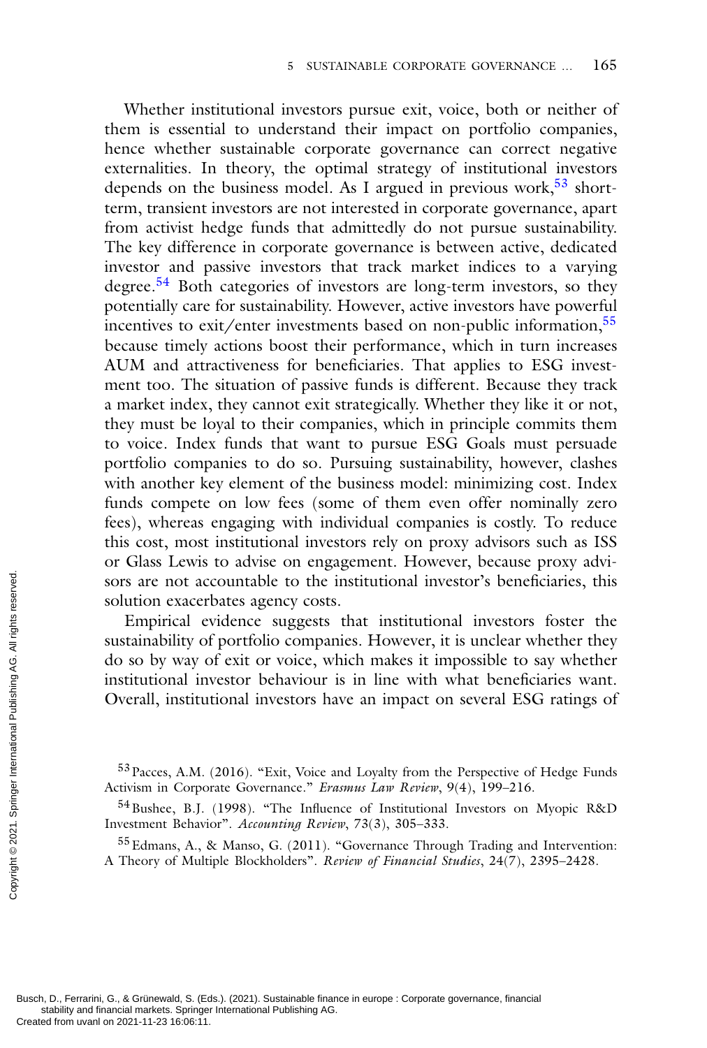Whether institutional investors pursue exit, voice, both or neither of them is essential to understand their impact on portfolio companies, hence whether sustainable corporate governance can correct negative externalities. In theory, the optimal strategy of institutional investors depends on the business model. As I argued in previous work,[53] short-term, transient investors are not interested in corporate governance, apart from activist hedge funds that admittedly do not pursue sustainability. The key difference in corporate governance is between active, dedicated investor and passive investors that track market indices to a varying degree.[54] Both categories of investors are long-term investors, so they potentially care for sustainability. However, active investors have powerful incentives to exit/enter investments based on non-public information,[55] because timely actions boost their performance, which in turn increases AUM and attractiveness for beneficiaries. That applies to ESG investment too. The situation of passive funds is different. Because they track a market index, they cannot exit strategically. Whether they like it or not, they must be loyal to their companies, which in principle commits them to voice. Index funds that want to pursue ESG Goals must persuade portfolio companies to do so. Pursuing sustainability, however, clashes with another key element of the business model: minimizing cost. Index funds compete on low fees (some of them even offer nominally zero fees), whereas engaging with individual companies is costly. To reduce this cost, most institutional investors rely on proxy advisors such as ISS or Glass Lewis to advise on engagement. However, because proxy advisors are not accountable to the institutional investor's beneficiaries, this solution exacerbates agency costs.

Empirical evidence suggests that institutional investors foster the sustainability of portfolio companies. However, it is unclear whether they do so by way of exit or voice, which makes it impossible to say whether institutional investor behaviour is in line with what beneficiaries want. Overall, institutional investors have an impact on several ESG ratings of

[53] Pacces, A.M. (2016). "Exit, Voice and Loyalty from the Perspective of Hedge Funds Activism in Corporate Governance." *Erasmus Law Review*, 9(4), 199–216.

[54] Bushee, B.J. (1998). "The Influence of Institutional Investors on Myopic R&D Investment Behavior". *Accounting Review*, 73(3), 305–333.

[55] Edmans, A., & Manso, G. (2011). "Governance Through Trading and Intervention: A Theory of Multiple Blockholders". *Review of Financial Studies*, 24(7), 2395–2428.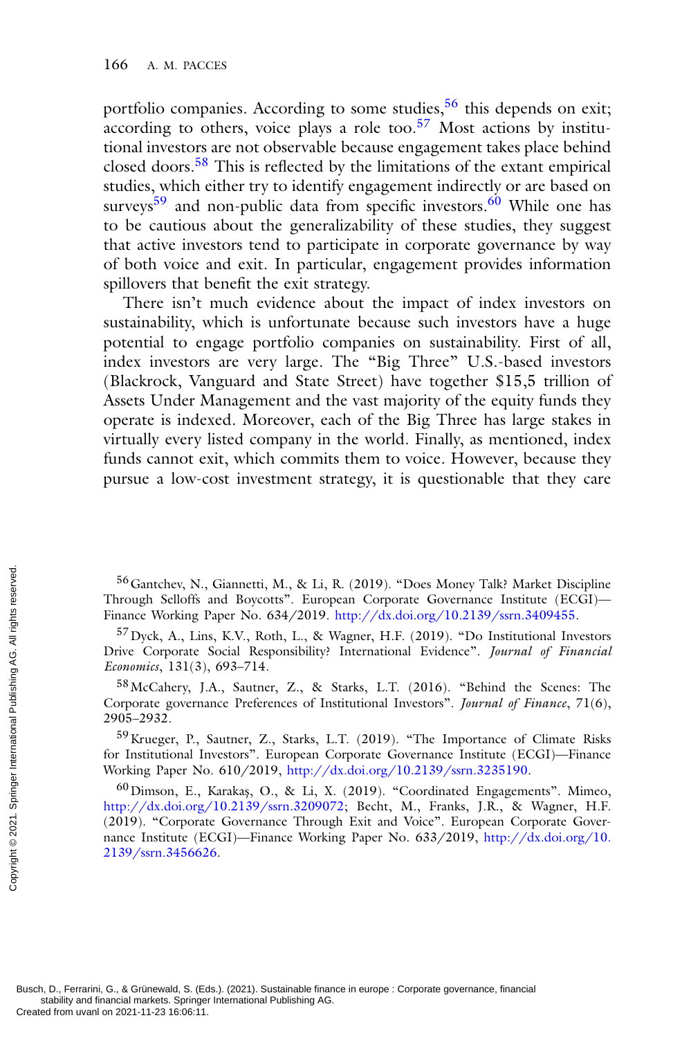portfolio companies. According to some studies,[56] this depends on exit; according to others, voice plays a role too.[57] Most actions by institutional investors are not observable because engagement takes place behind closed doors.[58] This is reflected by the limitations of the extant empirical studies, which either try to identify engagement indirectly or are based on surveys[59] and non-public data from specific investors.[60] While one has to be cautious about the generalizability of these studies, they suggest that active investors tend to participate in corporate governance by way of both voice and exit. In particular, engagement provides information spillovers that benefit the exit strategy.

There isn't much evidence about the impact of index investors on sustainability, which is unfortunate because such investors have a huge potential to engage portfolio companies on sustainability. First of all, index investors are very large. The "Big Three" U.S.-based investors (Blackrock, Vanguard and State Street) have together $15,5 trillion of Assets Under Management and the vast majority of the equity funds they operate is indexed. Moreover, each of the Big Three has large stakes in virtually every listed company in the world. Finally, as mentioned, index funds cannot exit, which commits them to voice. However, because they pursue a low-cost investment strategy, it is questionable that they care

---

[56] Gantchev, N., Giannetti, M., & Li, R. (2019). "Does Money Talk? Market Discipline Through Selloffs and Boycotts". European Corporate Governance Institute (ECGI)—Finance Working Paper No. 634/2019. http://dx.doi.org/10.2139/ssrn.3409455.

[57] Dyck, A., Lins, K.V., Roth, L., & Wagner, H.F. (2019). "Do Institutional Investors Drive Corporate Social Responsibility? International Evidence". *Journal of Financial Economics*, 131(3), 693–714.

[58] McCahery, J.A., Sautner, Z., & Starks, L.T. (2016). "Behind the Scenes: The Corporate governance Preferences of Institutional Investors". *Journal of Finance*, 71(6), 2905–2932.

[59] Krueger, P., Sautner, Z., Starks, L.T. (2019). "The Importance of Climate Risks for Institutional Investors". European Corporate Governance Institute (ECGI)—Finance Working Paper No. 610/2019, http://dx.doi.org/10.2139/ssrn.3235190.

[60] Dimson, E., Karakaş, O., & Li, X. (2019). "Coordinated Engagements". Mimeo, http://dx.doi.org/10.2139/ssrn.3209072; Becht, M., Franks, J.R., & Wagner, H.F. (2019). "Corporate Governance Through Exit and Voice". European Corporate Governance Institute (ECGI)—Finance Working Paper No. 633/2019, http://dx.doi.org/10.2139/ssrn.3456626.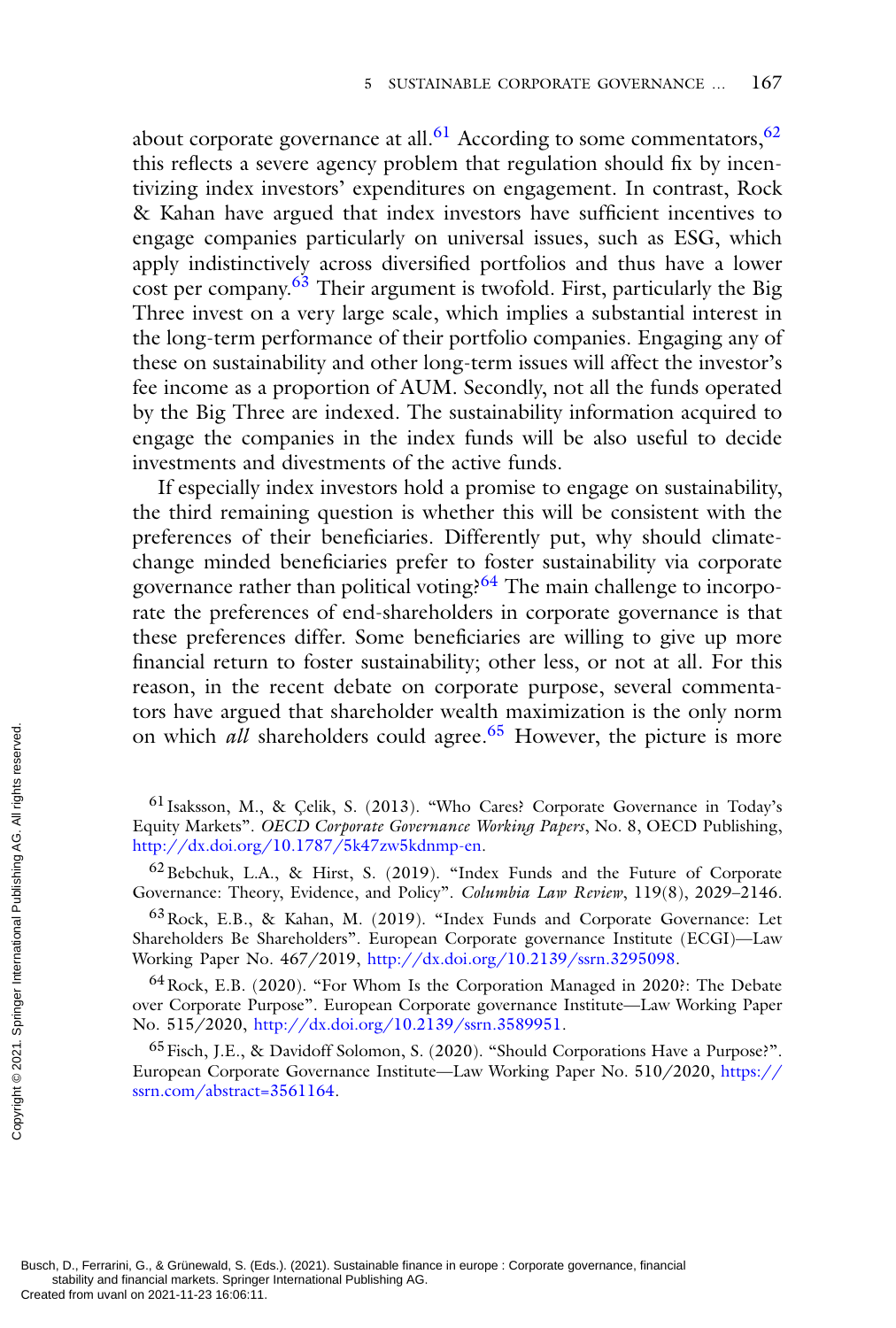about corporate governance at all.[61] According to some commentators,[62] this reflects a severe agency problem that regulation should fix by incentivizing index investors' expenditures on engagement. In contrast, Rock & Kahan have argued that index investors have sufficient incentives to engage companies particularly on universal issues, such as ESG, which apply indistinctively across diversified portfolios and thus have a lower cost per company.[63] Their argument is twofold. First, particularly the Big Three invest on a very large scale, which implies a substantial interest in the long-term performance of their portfolio companies. Engaging any of these on sustainability and other long-term issues will affect the investor's fee income as a proportion of AUM. Secondly, not all the funds operated by the Big Three are indexed. The sustainability information acquired to engage the companies in the index funds will be also useful to decide investments and divestments of the active funds.

If especially index investors hold a promise to engage on sustainability, the third remaining question is whether this will be consistent with the preferences of their beneficiaries. Differently put, why should climate-change minded beneficiaries prefer to foster sustainability via corporate governance rather than political voting?[64] The main challenge to incorporate the preferences of end-shareholders in corporate governance is that these preferences differ. Some beneficiaries are willing to give up more financial return to foster sustainability; other less, or not at all. For this reason, in the recent debate on corporate purpose, several commentators have argued that shareholder wealth maximization is the only norm on which *all* shareholders could agree.[65] However, the picture is more

[61] Isaksson, M., & Çelik, S. (2013). "Who Cares? Corporate Governance in Today's Equity Markets". *OECD Corporate Governance Working Papers*, No. 8, OECD Publishing, http://dx.doi.org/10.1787/5k47zw5kdnmp-en.

[62] Bebchuk, L.A., & Hirst, S. (2019). "Index Funds and the Future of Corporate Governance: Theory, Evidence, and Policy". *Columbia Law Review*, 119(8), 2029–2146.

[63] Rock, E.B., & Kahan, M. (2019). "Index Funds and Corporate Governance: Let Shareholders Be Shareholders". European Corporate governance Institute (ECGI)—Law Working Paper No. 467/2019, http://dx.doi.org/10.2139/ssrn.3295098.

[64] Rock, E.B. (2020). "For Whom Is the Corporation Managed in 2020?: The Debate over Corporate Purpose". European Corporate governance Institute—Law Working Paper No. 515/2020, http://dx.doi.org/10.2139/ssrn.3589951.

[65] Fisch, J.E., & Davidoff Solomon, S. (2020). "Should Corporations Have a Purpose?". European Corporate Governance Institute—Law Working Paper No. 510/2020, https://ssrn.com/abstract=3561164.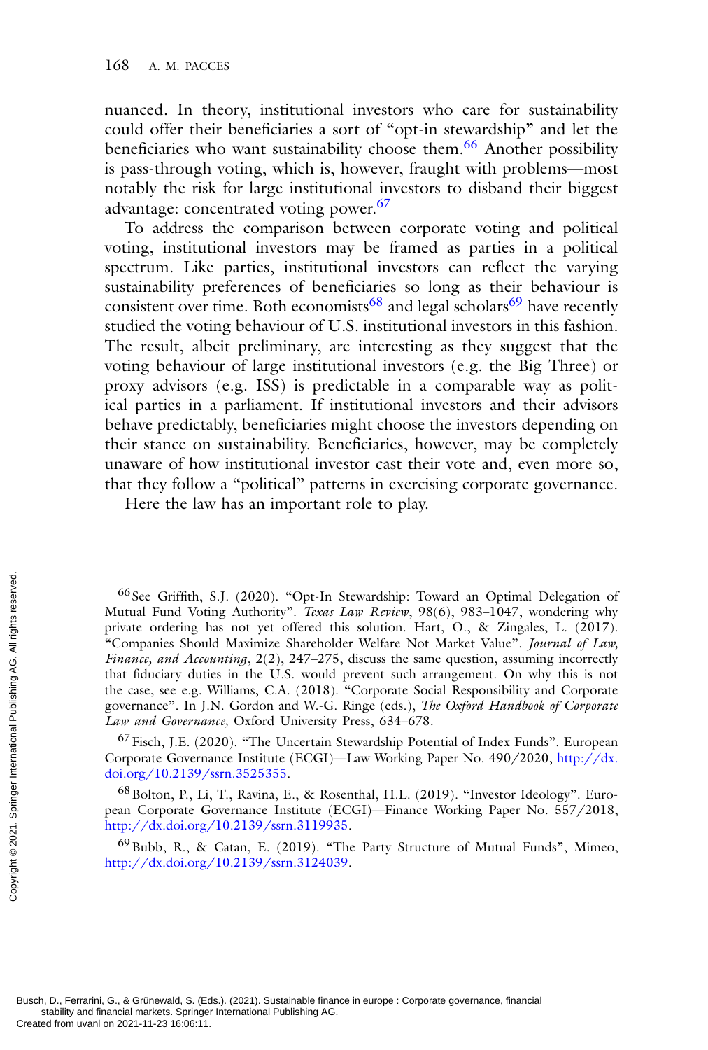nuanced. In theory, institutional investors who care for sustainability could offer their beneficiaries a sort of "opt-in stewardship" and let the beneficiaries who want sustainability choose them.[66] Another possibility is pass-through voting, which is, however, fraught with problems—most notably the risk for large institutional investors to disband their biggest advantage: concentrated voting power.[67]

To address the comparison between corporate voting and political voting, institutional investors may be framed as parties in a political spectrum. Like parties, institutional investors can reflect the varying sustainability preferences of beneficiaries so long as their behaviour is consistent over time. Both economists[68] and legal scholars[69] have recently studied the voting behaviour of U.S. institutional investors in this fashion. The result, albeit preliminary, are interesting as they suggest that the voting behaviour of large institutional investors (e.g. the Big Three) or proxy advisors (e.g. ISS) is predictable in a comparable way as political parties in a parliament. If institutional investors and their advisors behave predictably, beneficiaries might choose the investors depending on their stance on sustainability. Beneficiaries, however, may be completely unaware of how institutional investor cast their vote and, even more so, that they follow a "political" patterns in exercising corporate governance.

Here the law has an important role to play.

---

[66] See Griffith, S.J. (2020). "Opt-In Stewardship: Toward an Optimal Delegation of Mutual Fund Voting Authority". *Texas Law Review*, 98(6), 983–1047, wondering why private ordering has not yet offered this solution. Hart, O., & Zingales, L. (2017). "Companies Should Maximize Shareholder Welfare Not Market Value". *Journal of Law, Finance, and Accounting*, 2(2), 247–275, discuss the same question, assuming incorrectly that fiduciary duties in the U.S. would prevent such arrangement. On why this is not the case, see e.g. Williams, C.A. (2018). "Corporate Social Responsibility and Corporate governance". In J.N. Gordon and W.-G. Ringe (eds.), *The Oxford Handbook of Corporate Law and Governance,* Oxford University Press, 634–678.

[67] Fisch, J.E. (2020). "The Uncertain Stewardship Potential of Index Funds". European Corporate Governance Institute (ECGI)—Law Working Paper No. 490/2020, http://dx.doi.org/10.2139/ssrn.3525355.

[68] Bolton, P., Li, T., Ravina, E., & Rosenthal, H.L. (2019). "Investor Ideology". European Corporate Governance Institute (ECGI)—Finance Working Paper No. 557/2018, http://dx.doi.org/10.2139/ssrn.3119935.

[69] Bubb, R., & Catan, E. (2019). "The Party Structure of Mutual Funds", Mimeo, http://dx.doi.org/10.2139/ssrn.3124039.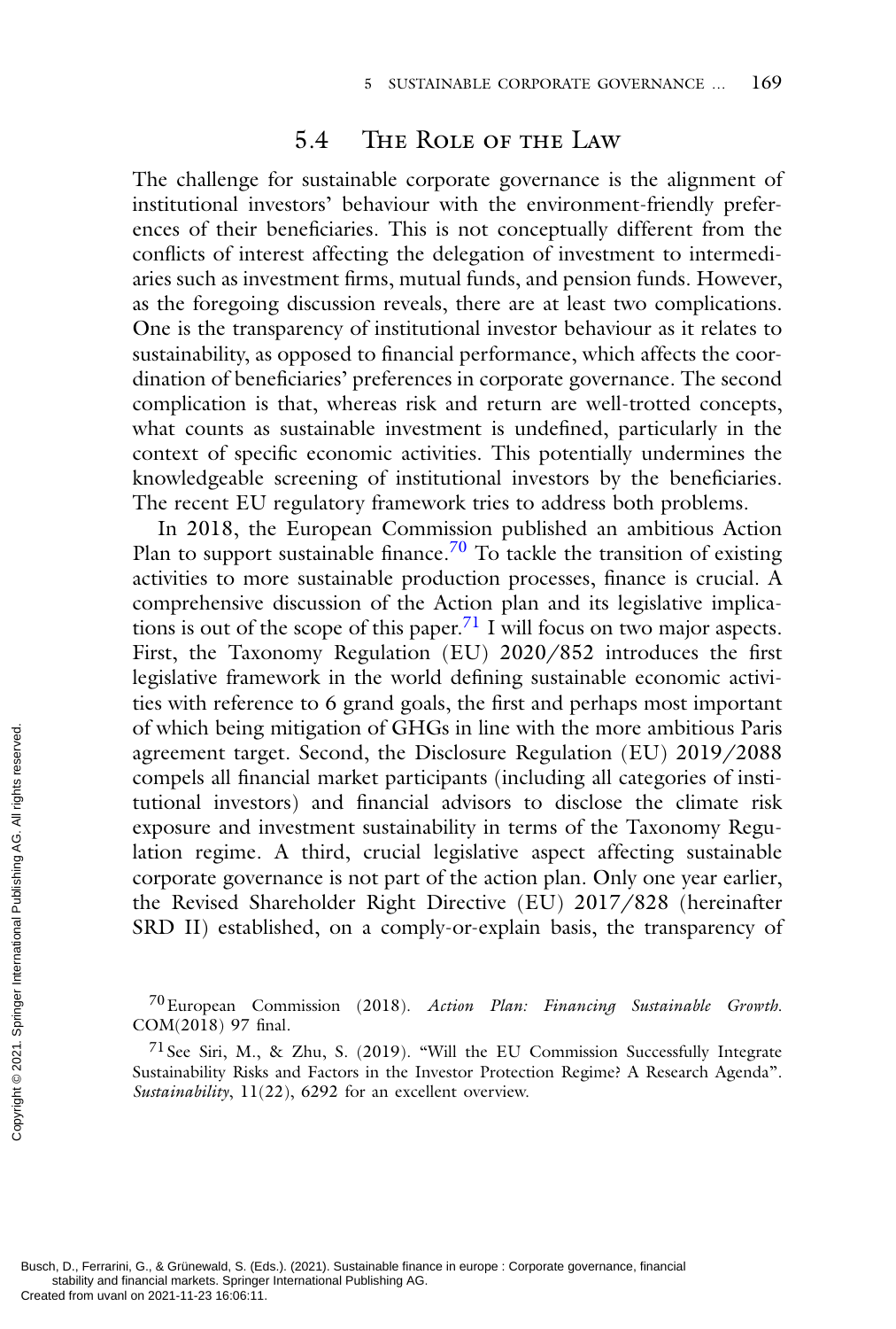## 5.4 The Role of the Law

The challenge for sustainable corporate governance is the alignment of institutional investors' behaviour with the environment-friendly preferences of their beneficiaries. This is not conceptually different from the conflicts of interest affecting the delegation of investment to intermediaries such as investment firms, mutual funds, and pension funds. However, as the foregoing discussion reveals, there are at least two complications. One is the transparency of institutional investor behaviour as it relates to sustainability, as opposed to financial performance, which affects the coordination of beneficiaries' preferences in corporate governance. The second complication is that, whereas risk and return are well-trotted concepts, what counts as sustainable investment is undefined, particularly in the context of specific economic activities. This potentially undermines the knowledgeable screening of institutional investors by the beneficiaries. The recent EU regulatory framework tries to address both problems.

In 2018, the European Commission published an ambitious Action Plan to support sustainable finance.[70] To tackle the transition of existing activities to more sustainable production processes, finance is crucial. A comprehensive discussion of the Action plan and its legislative implications is out of the scope of this paper.[71] I will focus on two major aspects. First, the Taxonomy Regulation (EU) 2020/852 introduces the first legislative framework in the world defining sustainable economic activities with reference to 6 grand goals, the first and perhaps most important of which being mitigation of GHGs in line with the more ambitious Paris agreement target. Second, the Disclosure Regulation (EU) 2019/2088 compels all financial market participants (including all categories of institutional investors) and financial advisors to disclose the climate risk exposure and investment sustainability in terms of the Taxonomy Regulation regime. A third, crucial legislative aspect affecting sustainable corporate governance is not part of the action plan. Only one year earlier, the Revised Shareholder Right Directive (EU) 2017/828 (hereinafter SRD II) established, on a comply-or-explain basis, the transparency of

[70] European Commission (2018). *Action Plan: Financing Sustainable Growth*. COM(2018) 97 final.

[71] See Siri, M., & Zhu, S. (2019). "Will the EU Commission Successfully Integrate Sustainability Risks and Factors in the Investor Protection Regime? A Research Agenda". *Sustainability*, 11(22), 6292 for an excellent overview.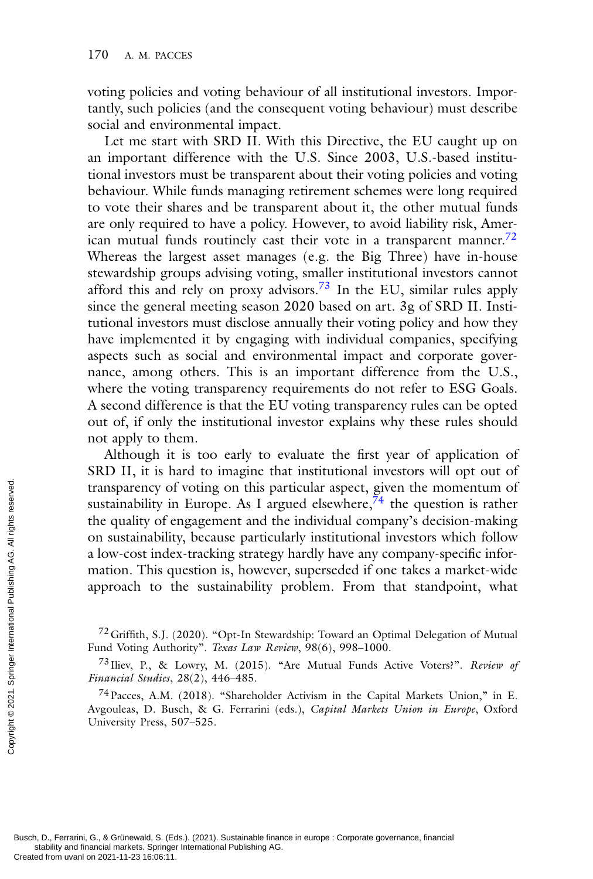voting policies and voting behaviour of all institutional investors. Importantly, such policies (and the consequent voting behaviour) must describe social and environmental impact.

Let me start with SRD II. With this Directive, the EU caught up on an important difference with the U.S. Since 2003, U.S.-based institutional investors must be transparent about their voting policies and voting behaviour. While funds managing retirement schemes were long required to vote their shares and be transparent about it, the other mutual funds are only required to have a policy. However, to avoid liability risk, American mutual funds routinely cast their vote in a transparent manner.[72] Whereas the largest asset manages (e.g. the Big Three) have in-house stewardship groups advising voting, smaller institutional investors cannot afford this and rely on proxy advisors.[73] In the EU, similar rules apply since the general meeting season 2020 based on art. 3g of SRD II. Institutional investors must disclose annually their voting policy and how they have implemented it by engaging with individual companies, specifying aspects such as social and environmental impact and corporate governance, among others. This is an important difference from the U.S., where the voting transparency requirements do not refer to ESG Goals. A second difference is that the EU voting transparency rules can be opted out of, if only the institutional investor explains why these rules should not apply to them.

Although it is too early to evaluate the first year of application of SRD II, it is hard to imagine that institutional investors will opt out of transparency of voting on this particular aspect, given the momentum of sustainability in Europe. As I argued elsewhere,[74] the question is rather the quality of engagement and the individual company's decision-making on sustainability, because particularly institutional investors which follow a low-cost index-tracking strategy hardly have any company-specific information. This question is, however, superseded if one takes a market-wide approach to the sustainability problem. From that standpoint, what

---

[72] Griffith, S.J. (2020). "Opt-In Stewardship: Toward an Optimal Delegation of Mutual Fund Voting Authority". *Texas Law Review*, 98(6), 998–1000.

[73] Iliev, P., & Lowry, M. (2015). "Are Mutual Funds Active Voters?". *Review of Financial Studies*, 28(2), 446–485.

[74] Pacces, A.M. (2018). "Shareholder Activism in the Capital Markets Union," in E. Avgouleas, D. Busch, & G. Ferrarini (eds.), *Capital Markets Union in Europe*, Oxford University Press, 507–525.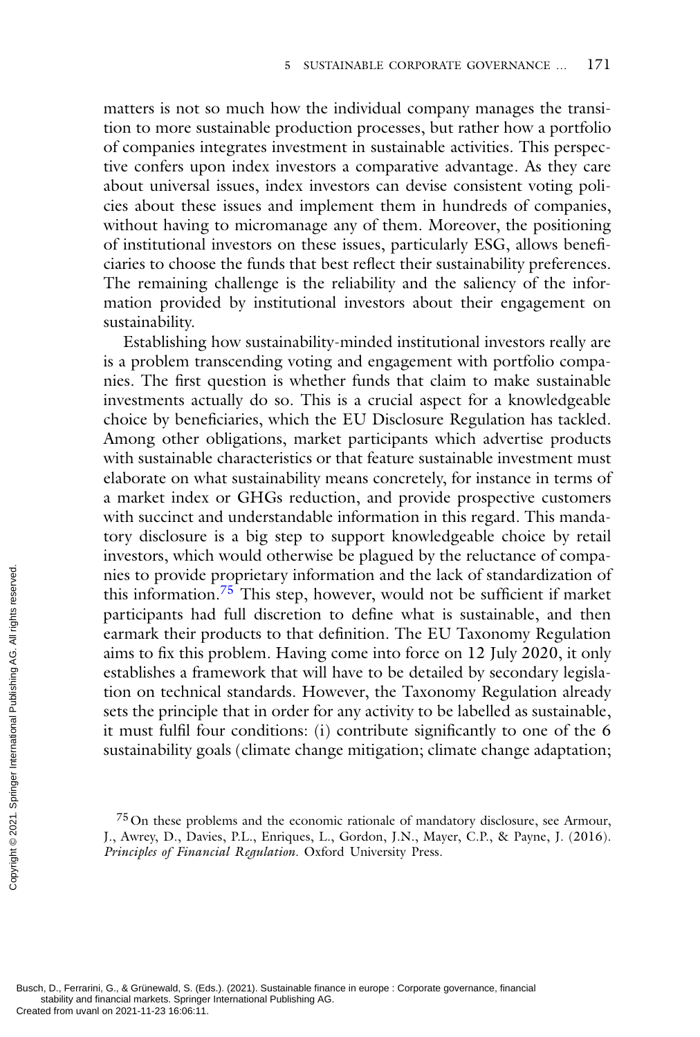matters is not so much how the individual company manages the transition to more sustainable production processes, but rather how a portfolio of companies integrates investment in sustainable activities. This perspective confers upon index investors a comparative advantage. As they care about universal issues, index investors can devise consistent voting policies about these issues and implement them in hundreds of companies, without having to micromanage any of them. Moreover, the positioning of institutional investors on these issues, particularly ESG, allows beneficiaries to choose the funds that best reflect their sustainability preferences. The remaining challenge is the reliability and the saliency of the information provided by institutional investors about their engagement on sustainability.

Establishing how sustainability-minded institutional investors really are is a problem transcending voting and engagement with portfolio companies. The first question is whether funds that claim to make sustainable investments actually do so. This is a crucial aspect for a knowledgeable choice by beneficiaries, which the EU Disclosure Regulation has tackled. Among other obligations, market participants which advertise products with sustainable characteristics or that feature sustainable investment must elaborate on what sustainability means concretely, for instance in terms of a market index or GHGs reduction, and provide prospective customers with succinct and understandable information in this regard. This mandatory disclosure is a big step to support knowledgeable choice by retail investors, which would otherwise be plagued by the reluctance of companies to provide proprietary information and the lack of standardization of this information.[75] This step, however, would not be sufficient if market participants had full discretion to define what is sustainable, and then earmark their products to that definition. The EU Taxonomy Regulation aims to fix this problem. Having come into force on 12 July 2020, it only establishes a framework that will have to be detailed by secondary legislation on technical standards. However, the Taxonomy Regulation already sets the principle that in order for any activity to be labelled as sustainable, it must fulfil four conditions: (i) contribute significantly to one of the 6 sustainability goals (climate change mitigation; climate change adaptation;

[75] On these problems and the economic rationale of mandatory disclosure, see Armour, J., Awrey, D., Davies, P.L., Enriques, L., Gordon, J.N., Mayer, C.P., & Payne, J. (2016). *Principles of Financial Regulation*. Oxford University Press.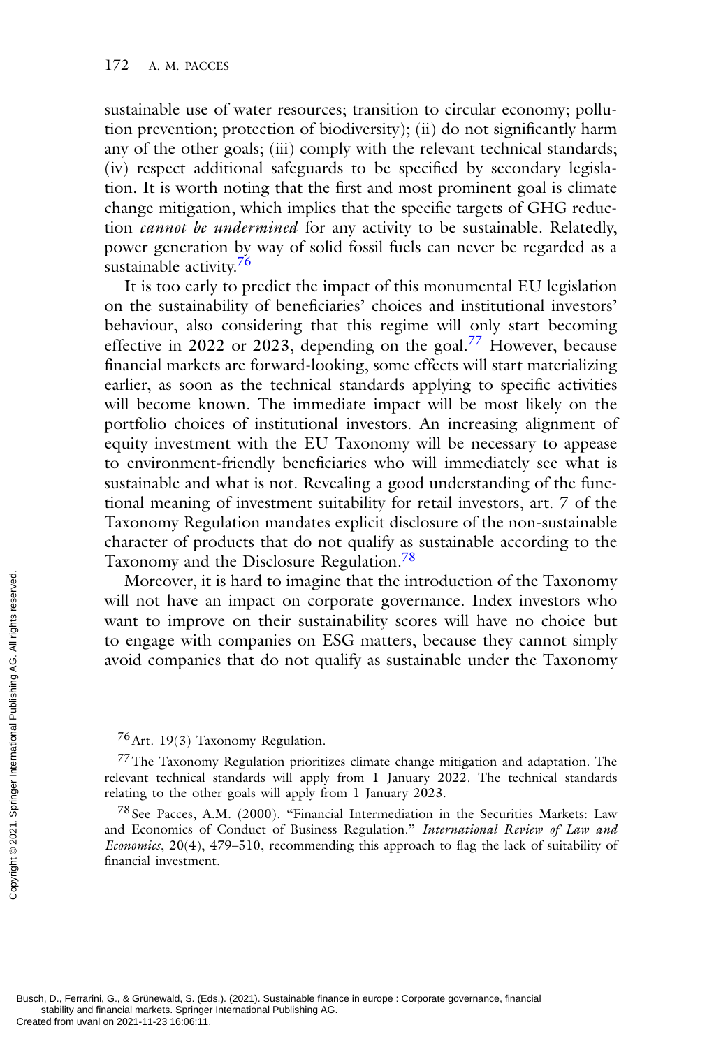sustainable use of water resources; transition to circular economy; pollution prevention; protection of biodiversity); (ii) do not significantly harm any of the other goals; (iii) comply with the relevant technical standards; (iv) respect additional safeguards to be specified by secondary legislation. It is worth noting that the first and most prominent goal is climate change mitigation, which implies that the specific targets of GHG reduction *cannot be undermined* for any activity to be sustainable. Relatedly, power generation by way of solid fossil fuels can never be regarded as a sustainable activity.[76]

It is too early to predict the impact of this monumental EU legislation on the sustainability of beneficiaries' choices and institutional investors' behaviour, also considering that this regime will only start becoming effective in 2022 or 2023, depending on the goal.[77] However, because financial markets are forward-looking, some effects will start materializing earlier, as soon as the technical standards applying to specific activities will become known. The immediate impact will be most likely on the portfolio choices of institutional investors. An increasing alignment of equity investment with the EU Taxonomy will be necessary to appease to environment-friendly beneficiaries who will immediately see what is sustainable and what is not. Revealing a good understanding of the functional meaning of investment suitability for retail investors, art. 7 of the Taxonomy Regulation mandates explicit disclosure of the non-sustainable character of products that do not qualify as sustainable according to the Taxonomy and the Disclosure Regulation.[78]

Moreover, it is hard to imagine that the introduction of the Taxonomy will not have an impact on corporate governance. Index investors who want to improve on their sustainability scores will have no choice but to engage with companies on ESG matters, because they cannot simply avoid companies that do not qualify as sustainable under the Taxonomy

[76] Art. 19(3) Taxonomy Regulation.

[77] The Taxonomy Regulation prioritizes climate change mitigation and adaptation. The relevant technical standards will apply from 1 January 2022. The technical standards relating to the other goals will apply from 1 January 2023.

[78] See Pacces, A.M. (2000). "Financial Intermediation in the Securities Markets: Law and Economics of Conduct of Business Regulation." *International Review of Law and Economics*, 20(4), 479–510, recommending this approach to flag the lack of suitability of financial investment.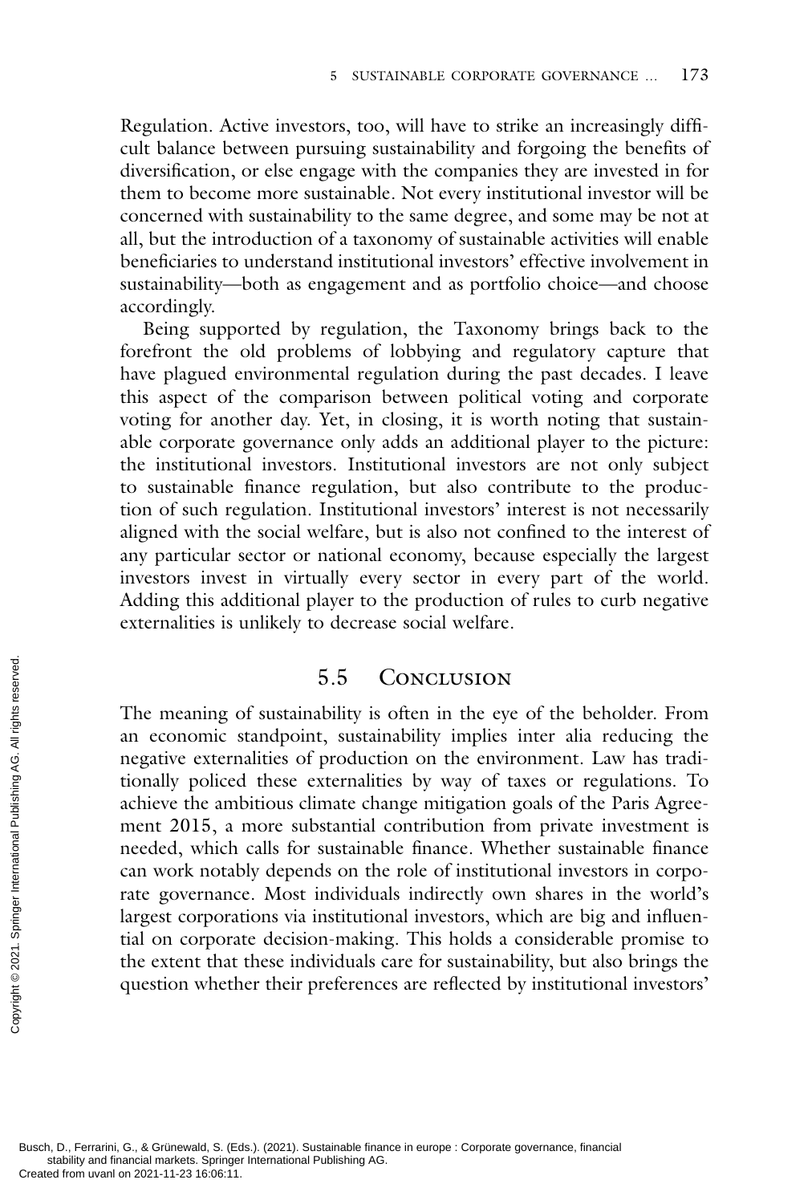Regulation. Active investors, too, will have to strike an increasingly difficult balance between pursuing sustainability and forgoing the benefits of diversification, or else engage with the companies they are invested in for them to become more sustainable. Not every institutional investor will be concerned with sustainability to the same degree, and some may be not at all, but the introduction of a taxonomy of sustainable activities will enable beneficiaries to understand institutional investors' effective involvement in sustainability—both as engagement and as portfolio choice—and choose accordingly.

Being supported by regulation, the Taxonomy brings back to the forefront the old problems of lobbying and regulatory capture that have plagued environmental regulation during the past decades. I leave this aspect of the comparison between political voting and corporate voting for another day. Yet, in closing, it is worth noting that sustainable corporate governance only adds an additional player to the picture: the institutional investors. Institutional investors are not only subject to sustainable finance regulation, but also contribute to the production of such regulation. Institutional investors' interest is not necessarily aligned with the social welfare, but is also not confined to the interest of any particular sector or national economy, because especially the largest investors invest in virtually every sector in every part of the world. Adding this additional player to the production of rules to curb negative externalities is unlikely to decrease social welfare.

## 5.5 Conclusion

The meaning of sustainability is often in the eye of the beholder. From an economic standpoint, sustainability implies inter alia reducing the negative externalities of production on the environment. Law has traditionally policed these externalities by way of taxes or regulations. To achieve the ambitious climate change mitigation goals of the Paris Agreement 2015, a more substantial contribution from private investment is needed, which calls for sustainable finance. Whether sustainable finance can work notably depends on the role of institutional investors in corporate governance. Most individuals indirectly own shares in the world's largest corporations via institutional investors, which are big and influential on corporate decision-making. This holds a considerable promise to the extent that these individuals care for sustainability, but also brings the question whether their preferences are reflected by institutional investors'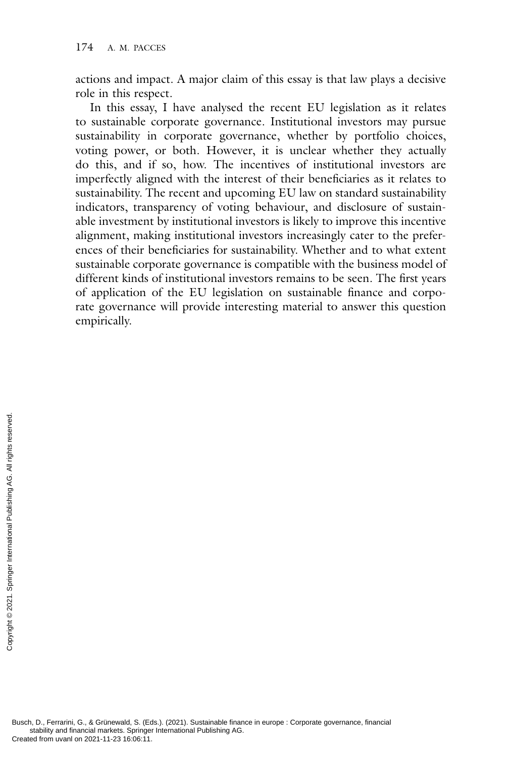actions and impact. A major claim of this essay is that law plays a decisive role in this respect.

In this essay, I have analysed the recent EU legislation as it relates to sustainable corporate governance. Institutional investors may pursue sustainability in corporate governance, whether by portfolio choices, voting power, or both. However, it is unclear whether they actually do this, and if so, how. The incentives of institutional investors are imperfectly aligned with the interest of their beneficiaries as it relates to sustainability. The recent and upcoming EU law on standard sustainability indicators, transparency of voting behaviour, and disclosure of sustainable investment by institutional investors is likely to improve this incentive alignment, making institutional investors increasingly cater to the preferences of their beneficiaries for sustainability. Whether and to what extent sustainable corporate governance is compatible with the business model of different kinds of institutional investors remains to be seen. The first years of application of the EU legislation on sustainable finance and corporate governance will provide interesting material to answer this question empirically.